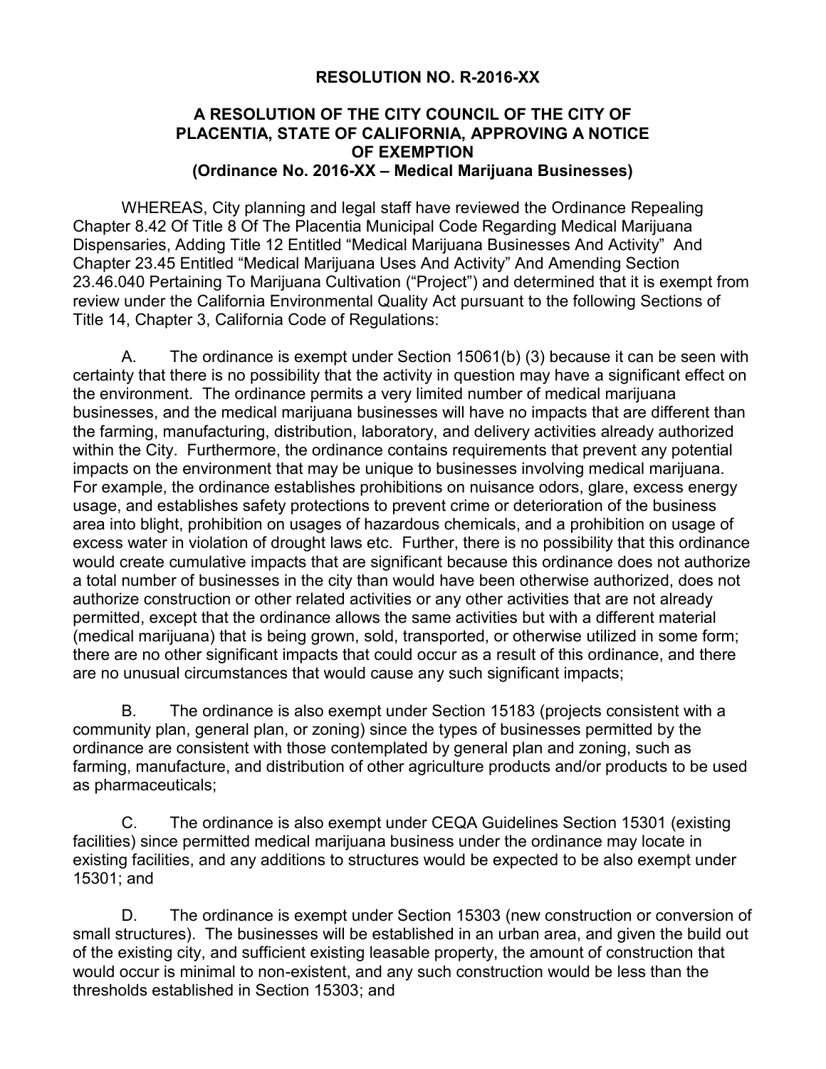**RESOLUTION NO. R-2016-XX**

**A RESOLUTION OF THE CITY COUNCIL OF THE CITY OF PLACENTIA, STATE OF CALIFORNIA, APPROVING A NOTICE OF EXEMPTION (Ordinance No. 2016-XX – Medical Marijuana Businesses)**

WHEREAS, City planning and legal staff have reviewed the Ordinance Repealing Chapter 8.42 Of Title 8 Of The Placentia Municipal Code Regarding Medical Marijuana Dispensaries, Adding Title 12 Entitled "Medical Marijuana Businesses And Activity" And Chapter 23.45 Entitled "Medical Marijuana Uses And Activity" And Amending Section 23.46.040 Pertaining To Marijuana Cultivation ("Project") and determined that it is exempt from review under the California Environmental Quality Act pursuant to the following Sections of Title 14, Chapter 3, California Code of Regulations:

A. The ordinance is exempt under Section 15061(b) (3) because it can be seen with certainty that there is no possibility that the activity in question may have a significant effect on the environment. The ordinance permits a very limited number of medical marijuana businesses, and the medical marijuana businesses will have no impacts that are different than the farming, manufacturing, distribution, laboratory, and delivery activities already authorized within the City. Furthermore, the ordinance contains requirements that prevent any potential impacts on the environment that may be unique to businesses involving medical marijuana. For example, the ordinance establishes prohibitions on nuisance odors, glare, excess energy usage, and establishes safety protections to prevent crime or deterioration of the business area into blight, prohibition on usages of hazardous chemicals, and a prohibition on usage of excess water in violation of drought laws etc. Further, there is no possibility that this ordinance would create cumulative impacts that are significant because this ordinance does not authorize a total number of businesses in the city than would have been otherwise authorized, does not authorize construction or other related activities or any other activities that are not already permitted, except that the ordinance allows the same activities but with a different material (medical marijuana) that is being grown, sold, transported, or otherwise utilized in some form; there are no other significant impacts that could occur as a result of this ordinance, and there are no unusual circumstances that would cause any such significant impacts;

B. The ordinance is also exempt under Section 15183 (projects consistent with a community plan, general plan, or zoning) since the types of businesses permitted by the ordinance are consistent with those contemplated by general plan and zoning, such as farming, manufacture, and distribution of other agriculture products and/or products to be used as pharmaceuticals;

C. The ordinance is also exempt under CEQA Guidelines Section 15301 (existing facilities) since permitted medical marijuana business under the ordinance may locate in existing facilities, and any additions to structures would be expected to be also exempt under 15301; and

D. The ordinance is exempt under Section 15303 (new construction or conversion of small structures). The businesses will be established in an urban area, and given the build out of the existing city, and sufficient existing leasable property, the amount of construction that would occur is minimal to non-existent, and any such construction would be less than the thresholds established in Section 15303; and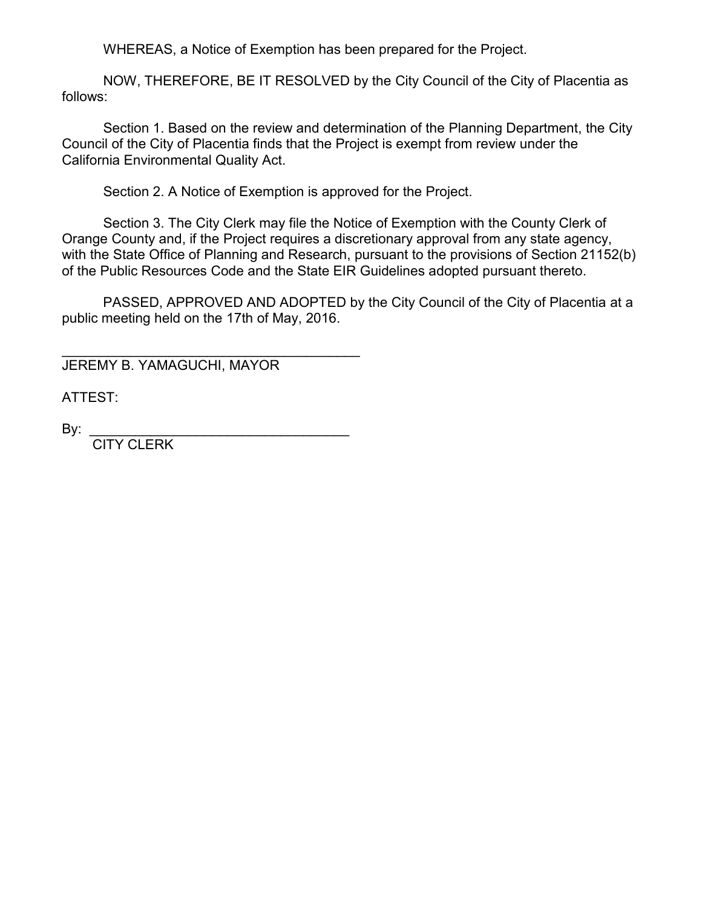WHEREAS, a Notice of Exemption has been prepared for the Project.

NOW, THEREFORE, BE IT RESOLVED by the City Council of the City of Placentia as follows:

Section 1. Based on the review and determination of the Planning Department, the City Council of the City of Placentia finds that the Project is exempt from review under the California Environmental Quality Act.

Section 2. A Notice of Exemption is approved for the Project.

Section 3. The City Clerk may file the Notice of Exemption with the County Clerk of Orange County and, if the Project requires a discretionary approval from any state agency, with the State Office of Planning and Research, pursuant to the provisions of Section 21152(b) of the Public Resources Code and the State EIR Guidelines adopted pursuant thereto.

PASSED, APPROVED AND ADOPTED by the City Council of the City of Placentia at a public meeting held on the 17th of May, 2016.

_______________________________________
JEREMY B. YAMAGUCHI, MAYOR

ATTEST:

By: __________________________________
CITY CLERK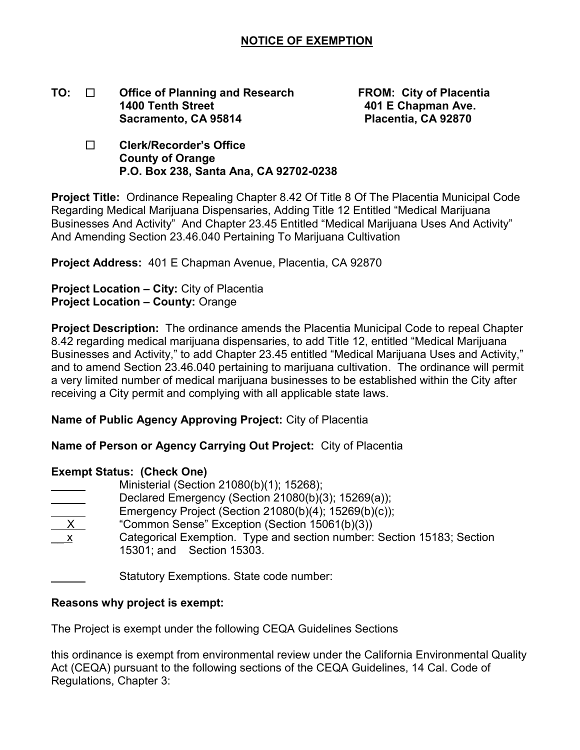## NOTICE OF EXEMPTION

**TO:** ☐ **Office of Planning and Research**
**1400 Tenth Street**
**Sacramento, CA 95814**

**FROM: City of Placentia**
**401 E Chapman Ave.**
**Placentia, CA 92870**

☐ **Clerk/Recorder's Office**
**County of Orange**
**P.O. Box 238, Santa Ana, CA 92702-0238**

**Project Title:** Ordinance Repealing Chapter 8.42 Of Title 8 Of The Placentia Municipal Code Regarding Medical Marijuana Dispensaries, Adding Title 12 Entitled "Medical Marijuana Businesses And Activity" And Chapter 23.45 Entitled "Medical Marijuana Uses And Activity" And Amending Section 23.46.040 Pertaining To Marijuana Cultivation

**Project Address:** 401 E Chapman Avenue, Placentia, CA 92870

**Project Location – City:** City of Placentia
**Project Location – County:** Orange

**Project Description:** The ordinance amends the Placentia Municipal Code to repeal Chapter 8.42 regarding medical marijuana dispensaries, to add Title 12, entitled "Medical Marijuana Businesses and Activity," to add Chapter 23.45 entitled "Medical Marijuana Uses and Activity," and to amend Section 23.46.040 pertaining to marijuana cultivation. The ordinance will permit a very limited number of medical marijuana businesses to be established within the City after receiving a City permit and complying with all applicable state laws.

**Name of Public Agency Approving Project:** City of Placentia

**Name of Person or Agency Carrying Out Project:** City of Placentia

**Exempt Status: (Check One)**

\_\_\_\_\_\_ Ministerial (Section 21080(b)(1); 15268);
\_\_\_\_\_\_ Declared Emergency (Section 21080(b)(3); 15269(a));
\_\_\_\_\_\_ Emergency Project (Section 21080(b)(4); 15269(b)(c));
\_\_X\_\_ "Common Sense" Exception (Section 15061(b)(3))
\_\_x\_\_ Categorical Exemption. Type and section number: Section 15183; Section 15301; and Section 15303.

\_\_\_\_\_\_ Statutory Exemptions. State code number:

**Reasons why project is exempt:**

The Project is exempt under the following CEQA Guidelines Sections

this ordinance is exempt from environmental review under the California Environmental Quality Act (CEQA) pursuant to the following sections of the CEQA Guidelines, 14 Cal. Code of Regulations, Chapter 3: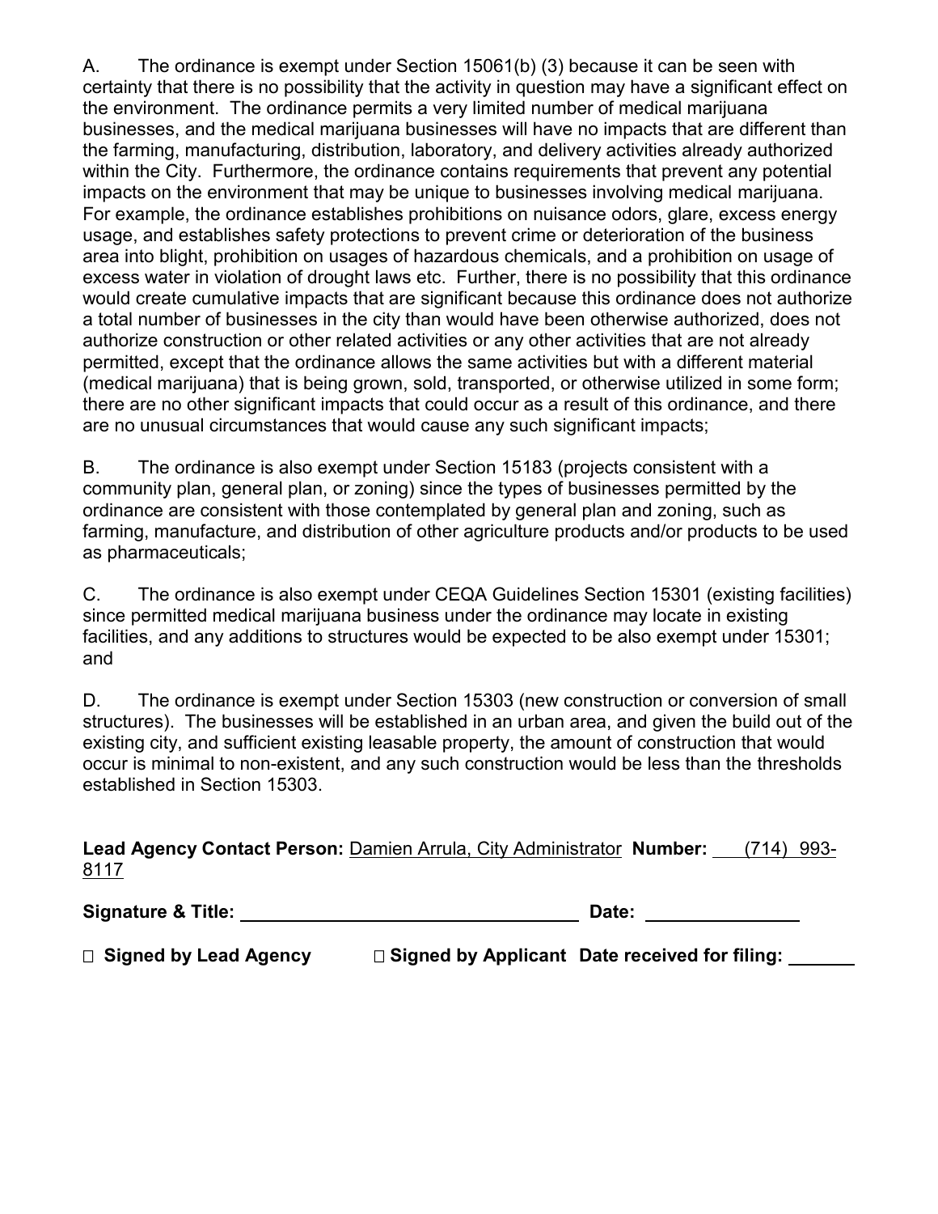A. The ordinance is exempt under Section 15061(b) (3) because it can be seen with certainty that there is no possibility that the activity in question may have a significant effect on the environment. The ordinance permits a very limited number of medical marijuana businesses, and the medical marijuana businesses will have no impacts that are different than the farming, manufacturing, distribution, laboratory, and delivery activities already authorized within the City. Furthermore, the ordinance contains requirements that prevent any potential impacts on the environment that may be unique to businesses involving medical marijuana. For example, the ordinance establishes prohibitions on nuisance odors, glare, excess energy usage, and establishes safety protections to prevent crime or deterioration of the business area into blight, prohibition on usages of hazardous chemicals, and a prohibition on usage of excess water in violation of drought laws etc. Further, there is no possibility that this ordinance would create cumulative impacts that are significant because this ordinance does not authorize a total number of businesses in the city than would have been otherwise authorized, does not authorize construction or other related activities or any other activities that are not already permitted, except that the ordinance allows the same activities but with a different material (medical marijuana) that is being grown, sold, transported, or otherwise utilized in some form; there are no other significant impacts that could occur as a result of this ordinance, and there are no unusual circumstances that would cause any such significant impacts;

B. The ordinance is also exempt under Section 15183 (projects consistent with a community plan, general plan, or zoning) since the types of businesses permitted by the ordinance are consistent with those contemplated by general plan and zoning, such as farming, manufacture, and distribution of other agriculture products and/or products to be used as pharmaceuticals;

C. The ordinance is also exempt under CEQA Guidelines Section 15301 (existing facilities) since permitted medical marijuana business under the ordinance may locate in existing facilities, and any additions to structures would be expected to be also exempt under 15301; and

D. The ordinance is exempt under Section 15303 (new construction or conversion of small structures). The businesses will be established in an urban area, and given the build out of the existing city, and sufficient existing leasable property, the amount of construction that would occur is minimal to non-existent, and any such construction would be less than the thresholds established in Section 15303.

**Lead Agency Contact Person:** Damien Arrula, City Administrator **Number:** (714) 993-8117

**Signature & Title:** ______________________ **Date:** ______________

☐ **Signed by Lead Agency** ☐ **Signed by Applicant** **Date received for filing:** ______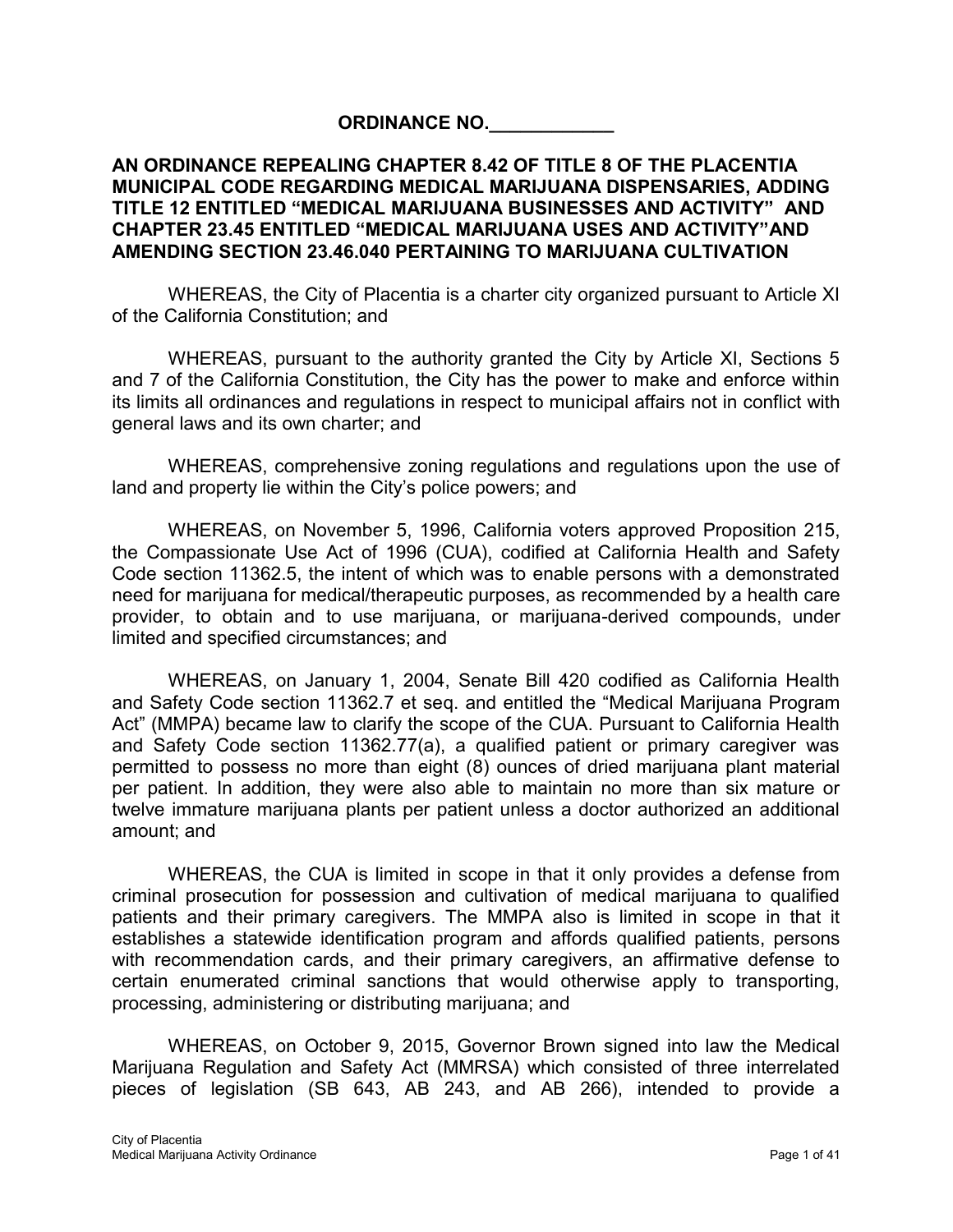**ORDINANCE NO.____________**

**AN ORDINANCE REPEALING CHAPTER 8.42 OF TITLE 8 OF THE PLACENTIA MUNICIPAL CODE REGARDING MEDICAL MARIJUANA DISPENSARIES, ADDING TITLE 12 ENTITLED "MEDICAL MARIJUANA BUSINESSES AND ACTIVITY" AND CHAPTER 23.45 ENTITLED "MEDICAL MARIJUANA USES AND ACTIVITY" AND AMENDING SECTION 23.46.040 PERTAINING TO MARIJUANA CULTIVATION**

WHEREAS, the City of Placentia is a charter city organized pursuant to Article XI of the California Constitution; and

WHEREAS, pursuant to the authority granted the City by Article XI, Sections 5 and 7 of the California Constitution, the City has the power to make and enforce within its limits all ordinances and regulations in respect to municipal affairs not in conflict with general laws and its own charter; and

WHEREAS, comprehensive zoning regulations and regulations upon the use of land and property lie within the City's police powers; and

WHEREAS, on November 5, 1996, California voters approved Proposition 215, the Compassionate Use Act of 1996 (CUA), codified at California Health and Safety Code section 11362.5, the intent of which was to enable persons with a demonstrated need for marijuana for medical/therapeutic purposes, as recommended by a health care provider, to obtain and to use marijuana, or marijuana-derived compounds, under limited and specified circumstances; and

WHEREAS, on January 1, 2004, Senate Bill 420 codified as California Health and Safety Code section 11362.7 et seq. and entitled the "Medical Marijuana Program Act" (MMPA) became law to clarify the scope of the CUA. Pursuant to California Health and Safety Code section 11362.77(a), a qualified patient or primary caregiver was permitted to possess no more than eight (8) ounces of dried marijuana plant material per patient. In addition, they were also able to maintain no more than six mature or twelve immature marijuana plants per patient unless a doctor authorized an additional amount; and

WHEREAS, the CUA is limited in scope in that it only provides a defense from criminal prosecution for possession and cultivation of medical marijuana to qualified patients and their primary caregivers. The MMPA also is limited in scope in that it establishes a statewide identification program and affords qualified patients, persons with recommendation cards, and their primary caregivers, an affirmative defense to certain enumerated criminal sanctions that would otherwise apply to transporting, processing, administering or distributing marijuana; and

WHEREAS, on October 9, 2015, Governor Brown signed into law the Medical Marijuana Regulation and Safety Act (MMRSA) which consisted of three interrelated pieces of legislation (SB 643, AB 243, and AB 266), intended to provide a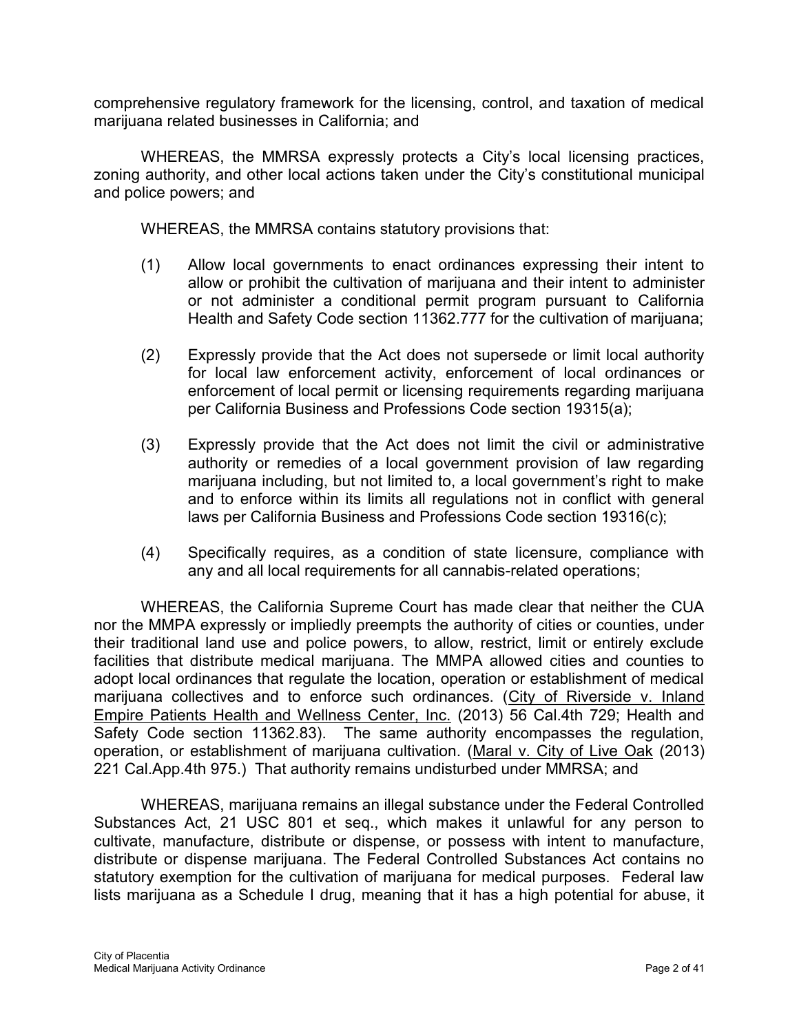comprehensive regulatory framework for the licensing, control, and taxation of medical marijuana related businesses in California; and

WHEREAS, the MMRSA expressly protects a City's local licensing practices, zoning authority, and other local actions taken under the City's constitutional municipal and police powers; and

WHEREAS, the MMRSA contains statutory provisions that:

(1) Allow local governments to enact ordinances expressing their intent to allow or prohibit the cultivation of marijuana and their intent to administer or not administer a conditional permit program pursuant to California Health and Safety Code section 11362.777 for the cultivation of marijuana;

(2) Expressly provide that the Act does not supersede or limit local authority for local law enforcement activity, enforcement of local ordinances or enforcement of local permit or licensing requirements regarding marijuana per California Business and Professions Code section 19315(a);

(3) Expressly provide that the Act does not limit the civil or administrative authority or remedies of a local government provision of law regarding marijuana including, but not limited to, a local government's right to make and to enforce within its limits all regulations not in conflict with general laws per California Business and Professions Code section 19316(c);

(4) Specifically requires, as a condition of state licensure, compliance with any and all local requirements for all cannabis-related operations;

WHEREAS, the California Supreme Court has made clear that neither the CUA nor the MMPA expressly or impliedly preempts the authority of cities or counties, under their traditional land use and police powers, to allow, restrict, limit or entirely exclude facilities that distribute medical marijuana. The MMPA allowed cities and counties to adopt local ordinances that regulate the location, operation or establishment of medical marijuana collectives and to enforce such ordinances. (City of Riverside v. Inland Empire Patients Health and Wellness Center, Inc. (2013) 56 Cal.4th 729; Health and Safety Code section 11362.83). The same authority encompasses the regulation, operation, or establishment of marijuana cultivation. (Maral v. City of Live Oak (2013) 221 Cal.App.4th 975.) That authority remains undisturbed under MMRSA; and

WHEREAS, marijuana remains an illegal substance under the Federal Controlled Substances Act, 21 USC 801 et seq., which makes it unlawful for any person to cultivate, manufacture, distribute or dispense, or possess with intent to manufacture, distribute or dispense marijuana. The Federal Controlled Substances Act contains no statutory exemption for the cultivation of marijuana for medical purposes. Federal law lists marijuana as a Schedule I drug, meaning that it has a high potential for abuse, it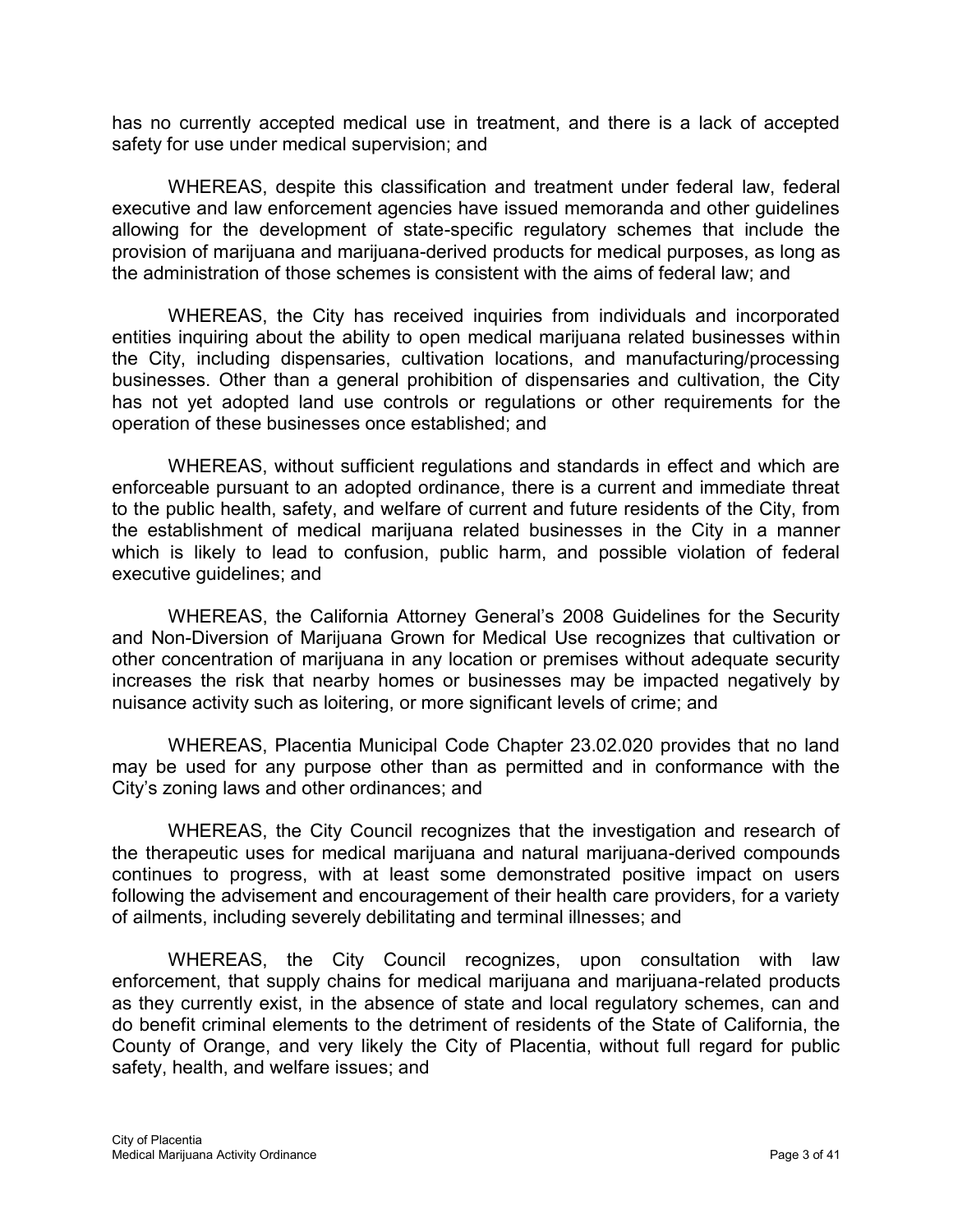has no currently accepted medical use in treatment, and there is a lack of accepted safety for use under medical supervision; and

WHEREAS, despite this classification and treatment under federal law, federal executive and law enforcement agencies have issued memoranda and other guidelines allowing for the development of state-specific regulatory schemes that include the provision of marijuana and marijuana-derived products for medical purposes, as long as the administration of those schemes is consistent with the aims of federal law; and

WHEREAS, the City has received inquiries from individuals and incorporated entities inquiring about the ability to open medical marijuana related businesses within the City, including dispensaries, cultivation locations, and manufacturing/processing businesses. Other than a general prohibition of dispensaries and cultivation, the City has not yet adopted land use controls or regulations or other requirements for the operation of these businesses once established; and

WHEREAS, without sufficient regulations and standards in effect and which are enforceable pursuant to an adopted ordinance, there is a current and immediate threat to the public health, safety, and welfare of current and future residents of the City, from the establishment of medical marijuana related businesses in the City in a manner which is likely to lead to confusion, public harm, and possible violation of federal executive guidelines; and

WHEREAS, the California Attorney General's 2008 Guidelines for the Security and Non-Diversion of Marijuana Grown for Medical Use recognizes that cultivation or other concentration of marijuana in any location or premises without adequate security increases the risk that nearby homes or businesses may be impacted negatively by nuisance activity such as loitering, or more significant levels of crime; and

WHEREAS, Placentia Municipal Code Chapter 23.02.020 provides that no land may be used for any purpose other than as permitted and in conformance with the City's zoning laws and other ordinances; and

WHEREAS, the City Council recognizes that the investigation and research of the therapeutic uses for medical marijuana and natural marijuana-derived compounds continues to progress, with at least some demonstrated positive impact on users following the advisement and encouragement of their health care providers, for a variety of ailments, including severely debilitating and terminal illnesses; and

WHEREAS, the City Council recognizes, upon consultation with law enforcement, that supply chains for medical marijuana and marijuana-related products as they currently exist, in the absence of state and local regulatory schemes, can and do benefit criminal elements to the detriment of residents of the State of California, the County of Orange, and very likely the City of Placentia, without full regard for public safety, health, and welfare issues; and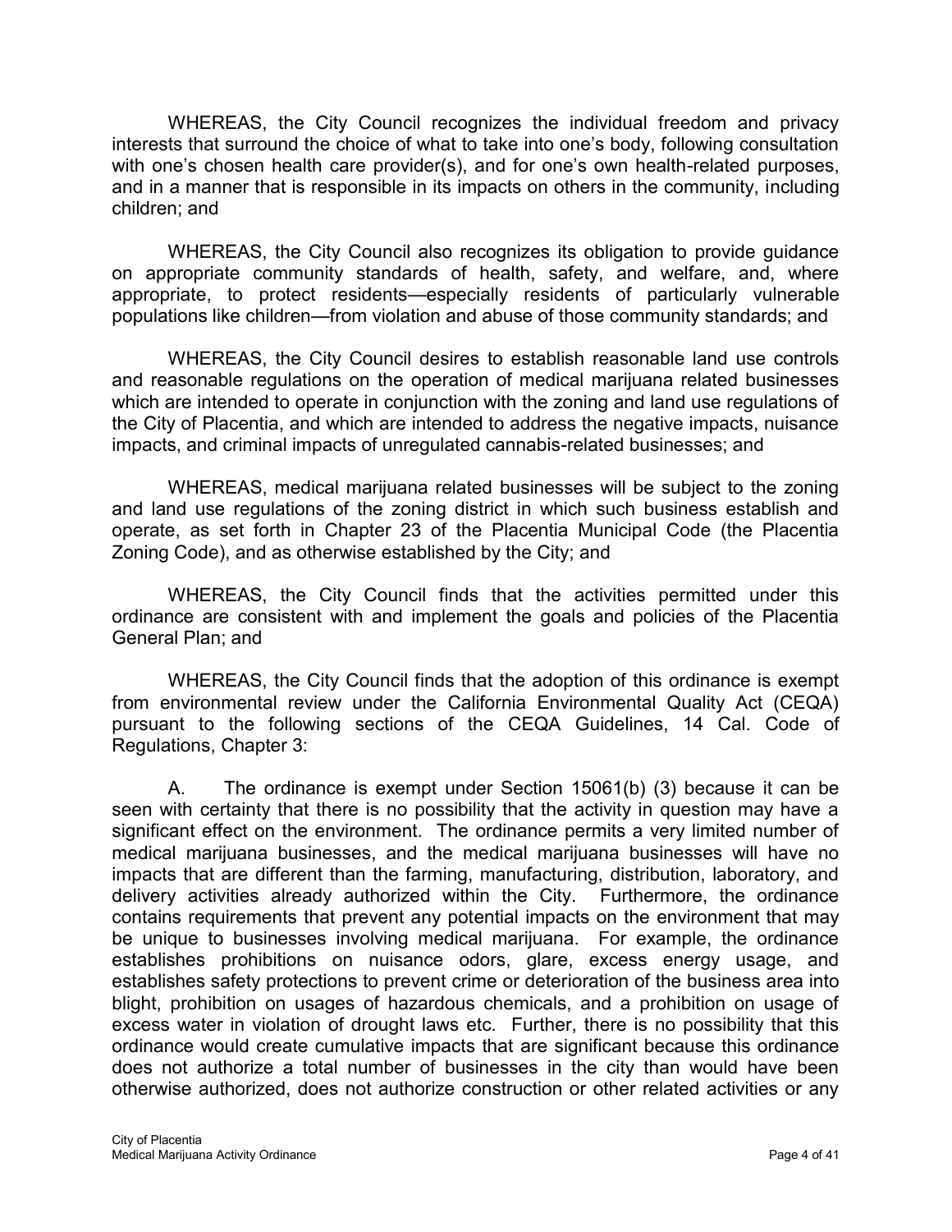WHEREAS, the City Council recognizes the individual freedom and privacy interests that surround the choice of what to take into one's body, following consultation with one's chosen health care provider(s), and for one's own health-related purposes, and in a manner that is responsible in its impacts on others in the community, including children; and

WHEREAS, the City Council also recognizes its obligation to provide guidance on appropriate community standards of health, safety, and welfare, and, where appropriate, to protect residents—especially residents of particularly vulnerable populations like children—from violation and abuse of those community standards; and

WHEREAS, the City Council desires to establish reasonable land use controls and reasonable regulations on the operation of medical marijuana related businesses which are intended to operate in conjunction with the zoning and land use regulations of the City of Placentia, and which are intended to address the negative impacts, nuisance impacts, and criminal impacts of unregulated cannabis-related businesses; and

WHEREAS, medical marijuana related businesses will be subject to the zoning and land use regulations of the zoning district in which such business establish and operate, as set forth in Chapter 23 of the Placentia Municipal Code (the Placentia Zoning Code), and as otherwise established by the City; and

WHEREAS, the City Council finds that the activities permitted under this ordinance are consistent with and implement the goals and policies of the Placentia General Plan; and

WHEREAS, the City Council finds that the adoption of this ordinance is exempt from environmental review under the California Environmental Quality Act (CEQA) pursuant to the following sections of the CEQA Guidelines, 14 Cal. Code of Regulations, Chapter 3:

A. The ordinance is exempt under Section 15061(b) (3) because it can be seen with certainty that there is no possibility that the activity in question may have a significant effect on the environment. The ordinance permits a very limited number of medical marijuana businesses, and the medical marijuana businesses will have no impacts that are different than the farming, manufacturing, distribution, laboratory, and delivery activities already authorized within the City. Furthermore, the ordinance contains requirements that prevent any potential impacts on the environment that may be unique to businesses involving medical marijuana. For example, the ordinance establishes prohibitions on nuisance odors, glare, excess energy usage, and establishes safety protections to prevent crime or deterioration of the business area into blight, prohibition on usages of hazardous chemicals, and a prohibition on usage of excess water in violation of drought laws etc. Further, there is no possibility that this ordinance would create cumulative impacts that are significant because this ordinance does not authorize a total number of businesses in the city than would have been otherwise authorized, does not authorize construction or other related activities or any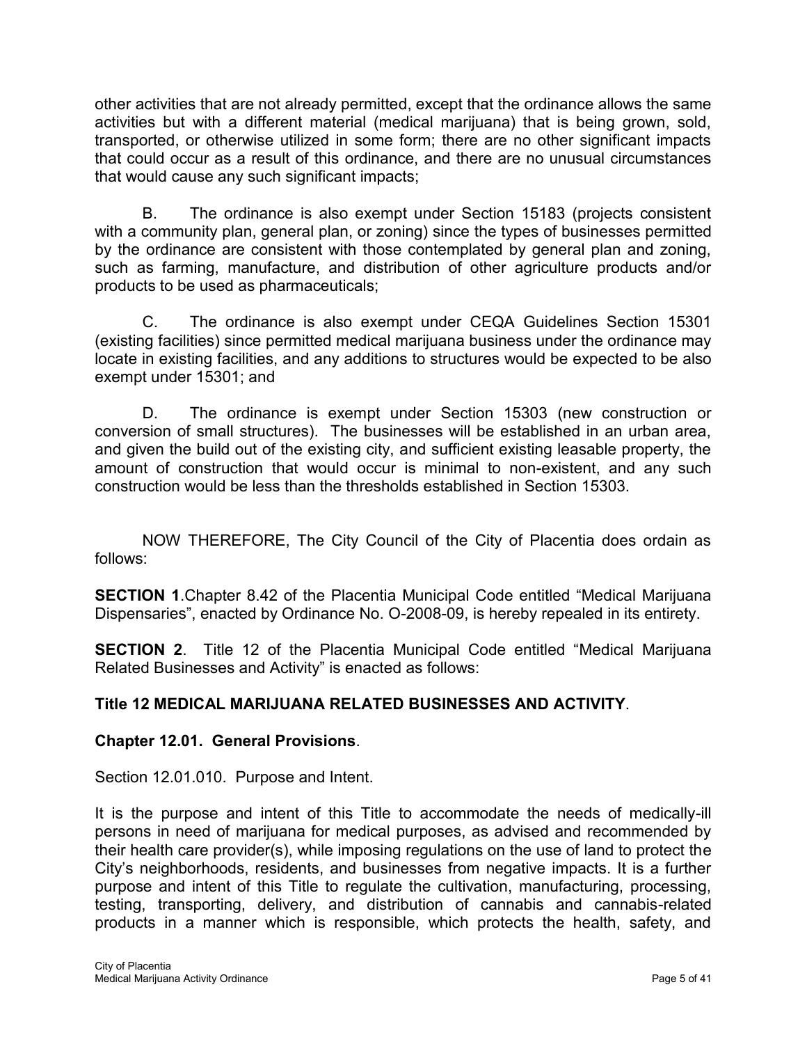other activities that are not already permitted, except that the ordinance allows the same activities but with a different material (medical marijuana) that is being grown, sold, transported, or otherwise utilized in some form; there are no other significant impacts that could occur as a result of this ordinance, and there are no unusual circumstances that would cause any such significant impacts;

B. The ordinance is also exempt under Section 15183 (projects consistent with a community plan, general plan, or zoning) since the types of businesses permitted by the ordinance are consistent with those contemplated by general plan and zoning, such as farming, manufacture, and distribution of other agriculture products and/or products to be used as pharmaceuticals;

C. The ordinance is also exempt under CEQA Guidelines Section 15301 (existing facilities) since permitted medical marijuana business under the ordinance may locate in existing facilities, and any additions to structures would be expected to be also exempt under 15301; and

D. The ordinance is exempt under Section 15303 (new construction or conversion of small structures). The businesses will be established in an urban area, and given the build out of the existing city, and sufficient existing leasable property, the amount of construction that would occur is minimal to non-existent, and any such construction would be less than the thresholds established in Section 15303.

NOW THEREFORE, The City Council of the City of Placentia does ordain as follows:

**SECTION 1**.Chapter 8.42 of the Placentia Municipal Code entitled "Medical Marijuana Dispensaries", enacted by Ordinance No. O-2008-09, is hereby repealed in its entirety.

**SECTION 2**. Title 12 of the Placentia Municipal Code entitled "Medical Marijuana Related Businesses and Activity" is enacted as follows:

## Title 12 MEDICAL MARIJUANA RELATED BUSINESSES AND ACTIVITY.

### Chapter 12.01. General Provisions.

Section 12.01.010. Purpose and Intent.

It is the purpose and intent of this Title to accommodate the needs of medically-ill persons in need of marijuana for medical purposes, as advised and recommended by their health care provider(s), while imposing regulations on the use of land to protect the City's neighborhoods, residents, and businesses from negative impacts. It is a further purpose and intent of this Title to regulate the cultivation, manufacturing, processing, testing, transporting, delivery, and distribution of cannabis and cannabis-related products in a manner which is responsible, which protects the health, safety, and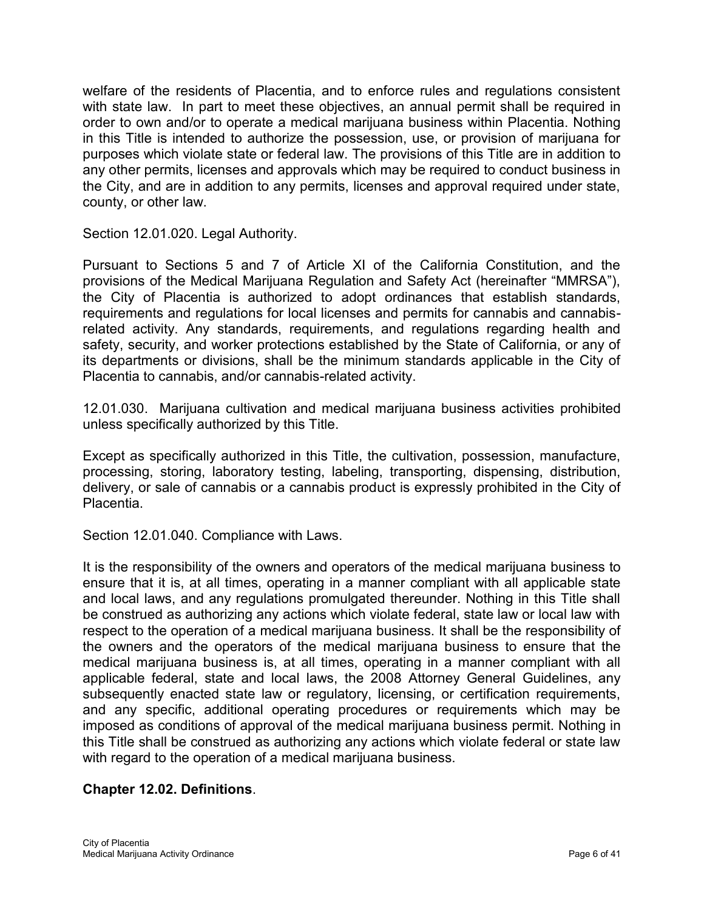welfare of the residents of Placentia, and to enforce rules and regulations consistent with state law. In part to meet these objectives, an annual permit shall be required in order to own and/or to operate a medical marijuana business within Placentia. Nothing in this Title is intended to authorize the possession, use, or provision of marijuana for purposes which violate state or federal law. The provisions of this Title are in addition to any other permits, licenses and approvals which may be required to conduct business in the City, and are in addition to any permits, licenses and approval required under state, county, or other law.

Section 12.01.020. Legal Authority.

Pursuant to Sections 5 and 7 of Article XI of the California Constitution, and the provisions of the Medical Marijuana Regulation and Safety Act (hereinafter "MMRSA"), the City of Placentia is authorized to adopt ordinances that establish standards, requirements and regulations for local licenses and permits for cannabis and cannabis-related activity. Any standards, requirements, and regulations regarding health and safety, security, and worker protections established by the State of California, or any of its departments or divisions, shall be the minimum standards applicable in the City of Placentia to cannabis, and/or cannabis-related activity.

12.01.030. Marijuana cultivation and medical marijuana business activities prohibited unless specifically authorized by this Title.

Except as specifically authorized in this Title, the cultivation, possession, manufacture, processing, storing, laboratory testing, labeling, transporting, dispensing, distribution, delivery, or sale of cannabis or a cannabis product is expressly prohibited in the City of Placentia.

Section 12.01.040. Compliance with Laws.

It is the responsibility of the owners and operators of the medical marijuana business to ensure that it is, at all times, operating in a manner compliant with all applicable state and local laws, and any regulations promulgated thereunder. Nothing in this Title shall be construed as authorizing any actions which violate federal, state law or local law with respect to the operation of a medical marijuana business. It shall be the responsibility of the owners and the operators of the medical marijuana business to ensure that the medical marijuana business is, at all times, operating in a manner compliant with all applicable federal, state and local laws, the 2008 Attorney General Guidelines, any subsequently enacted state law or regulatory, licensing, or certification requirements, and any specific, additional operating procedures or requirements which may be imposed as conditions of approval of the medical marijuana business permit. Nothing in this Title shall be construed as authorizing any actions which violate federal or state law with regard to the operation of a medical marijuana business.

## Chapter 12.02. Definitions.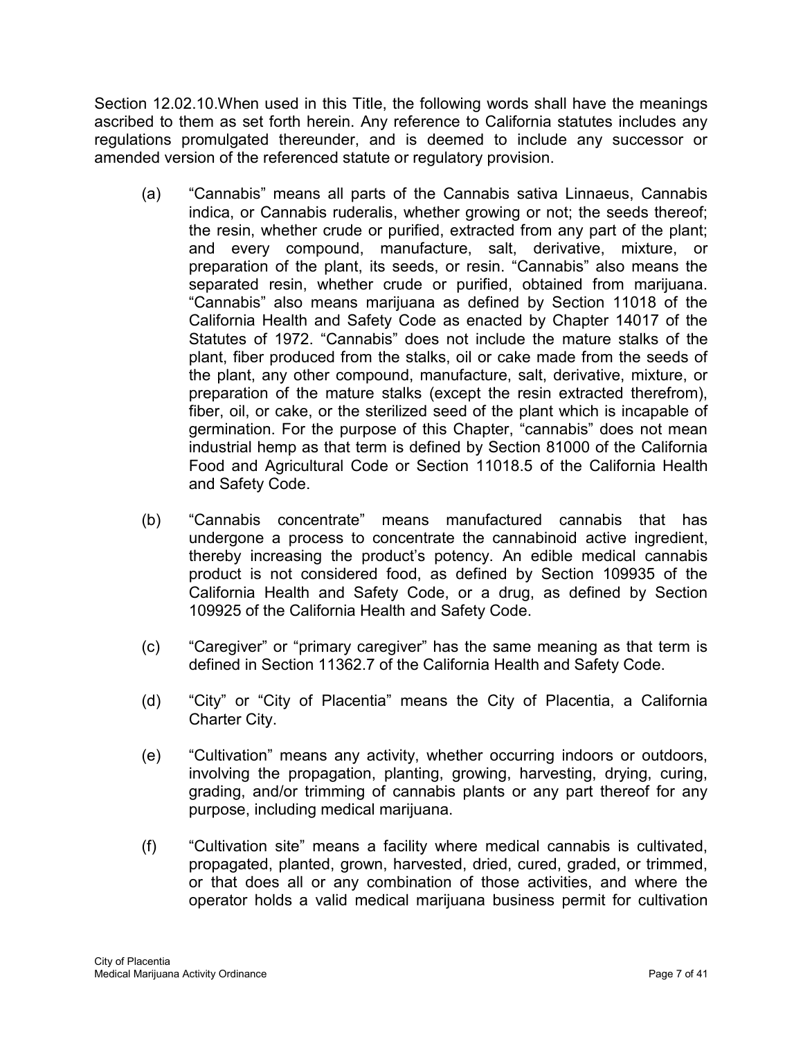Section 12.02.10.When used in this Title, the following words shall have the meanings ascribed to them as set forth herein. Any reference to California statutes includes any regulations promulgated thereunder, and is deemed to include any successor or amended version of the referenced statute or regulatory provision.

(a) "Cannabis" means all parts of the Cannabis sativa Linnaeus, Cannabis indica, or Cannabis ruderalis, whether growing or not; the seeds thereof; the resin, whether crude or purified, extracted from any part of the plant; and every compound, manufacture, salt, derivative, mixture, or preparation of the plant, its seeds, or resin. "Cannabis" also means the separated resin, whether crude or purified, obtained from marijuana. "Cannabis" also means marijuana as defined by Section 11018 of the California Health and Safety Code as enacted by Chapter 14017 of the Statutes of 1972. "Cannabis" does not include the mature stalks of the plant, fiber produced from the stalks, oil or cake made from the seeds of the plant, any other compound, manufacture, salt, derivative, mixture, or preparation of the mature stalks (except the resin extracted therefrom), fiber, oil, or cake, or the sterilized seed of the plant which is incapable of germination. For the purpose of this Chapter, "cannabis" does not mean industrial hemp as that term is defined by Section 81000 of the California Food and Agricultural Code or Section 11018.5 of the California Health and Safety Code.

(b) "Cannabis concentrate" means manufactured cannabis that has undergone a process to concentrate the cannabinoid active ingredient, thereby increasing the product's potency. An edible medical cannabis product is not considered food, as defined by Section 109935 of the California Health and Safety Code, or a drug, as defined by Section 109925 of the California Health and Safety Code.

(c) "Caregiver" or "primary caregiver" has the same meaning as that term is defined in Section 11362.7 of the California Health and Safety Code.

(d) "City" or "City of Placentia" means the City of Placentia, a California Charter City.

(e) "Cultivation" means any activity, whether occurring indoors or outdoors, involving the propagation, planting, growing, harvesting, drying, curing, grading, and/or trimming of cannabis plants or any part thereof for any purpose, including medical marijuana.

(f) "Cultivation site" means a facility where medical cannabis is cultivated, propagated, planted, grown, harvested, dried, cured, graded, or trimmed, or that does all or any combination of those activities, and where the operator holds a valid medical marijuana business permit for cultivation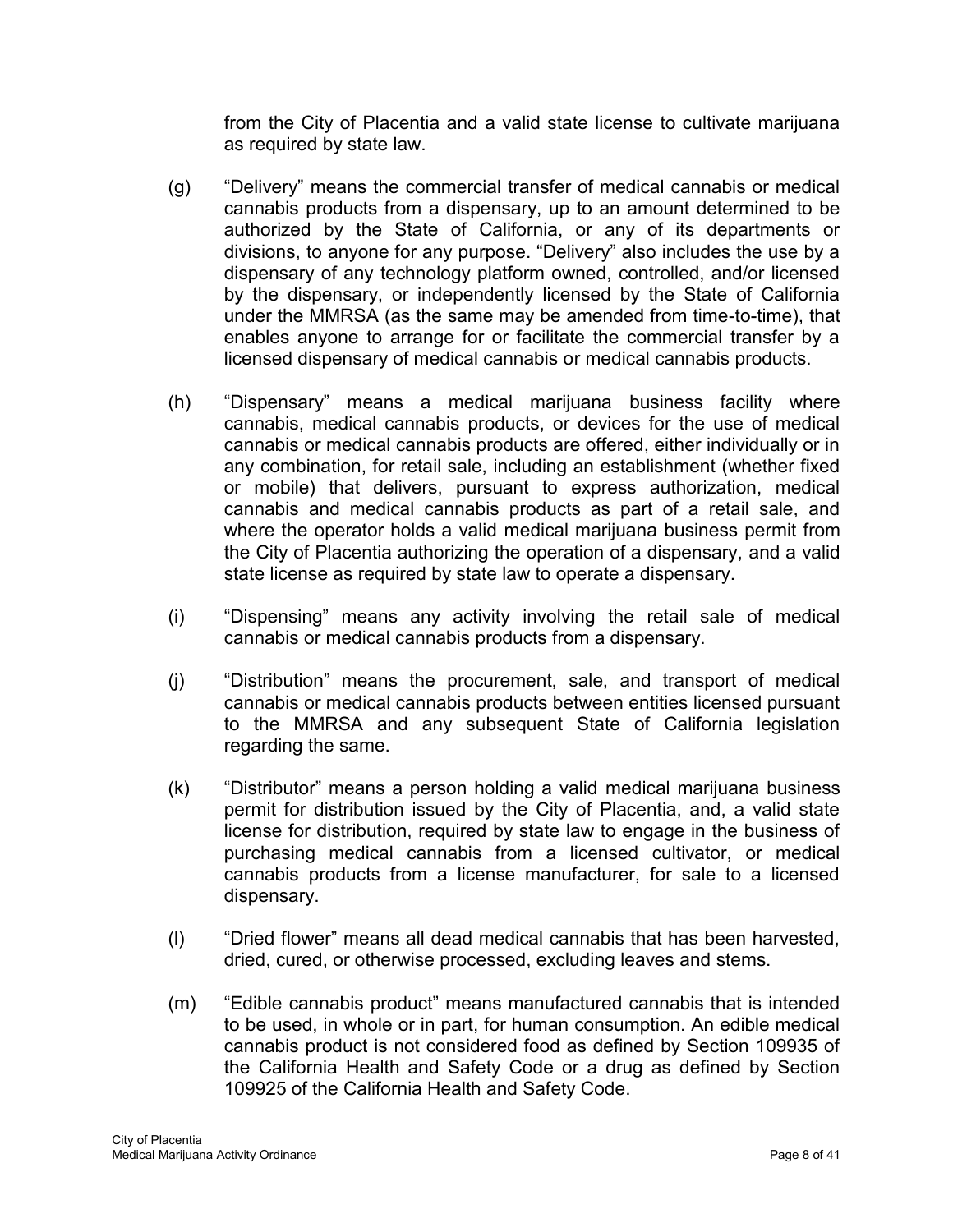from the City of Placentia and a valid state license to cultivate marijuana as required by state law.

(g) "Delivery" means the commercial transfer of medical cannabis or medical cannabis products from a dispensary, up to an amount determined to be authorized by the State of California, or any of its departments or divisions, to anyone for any purpose. "Delivery" also includes the use by a dispensary of any technology platform owned, controlled, and/or licensed by the dispensary, or independently licensed by the State of California under the MMRSA (as the same may be amended from time-to-time), that enables anyone to arrange for or facilitate the commercial transfer by a licensed dispensary of medical cannabis or medical cannabis products.

(h) "Dispensary" means a medical marijuana business facility where cannabis, medical cannabis products, or devices for the use of medical cannabis or medical cannabis products are offered, either individually or in any combination, for retail sale, including an establishment (whether fixed or mobile) that delivers, pursuant to express authorization, medical cannabis and medical cannabis products as part of a retail sale, and where the operator holds a valid medical marijuana business permit from the City of Placentia authorizing the operation of a dispensary, and a valid state license as required by state law to operate a dispensary.

(i) "Dispensing" means any activity involving the retail sale of medical cannabis or medical cannabis products from a dispensary.

(j) "Distribution" means the procurement, sale, and transport of medical cannabis or medical cannabis products between entities licensed pursuant to the MMRSA and any subsequent State of California legislation regarding the same.

(k) "Distributor" means a person holding a valid medical marijuana business permit for distribution issued by the City of Placentia, and, a valid state license for distribution, required by state law to engage in the business of purchasing medical cannabis from a licensed cultivator, or medical cannabis products from a license manufacturer, for sale to a licensed dispensary.

(l) "Dried flower" means all dead medical cannabis that has been harvested, dried, cured, or otherwise processed, excluding leaves and stems.

(m) "Edible cannabis product" means manufactured cannabis that is intended to be used, in whole or in part, for human consumption. An edible medical cannabis product is not considered food as defined by Section 109935 of the California Health and Safety Code or a drug as defined by Section 109925 of the California Health and Safety Code.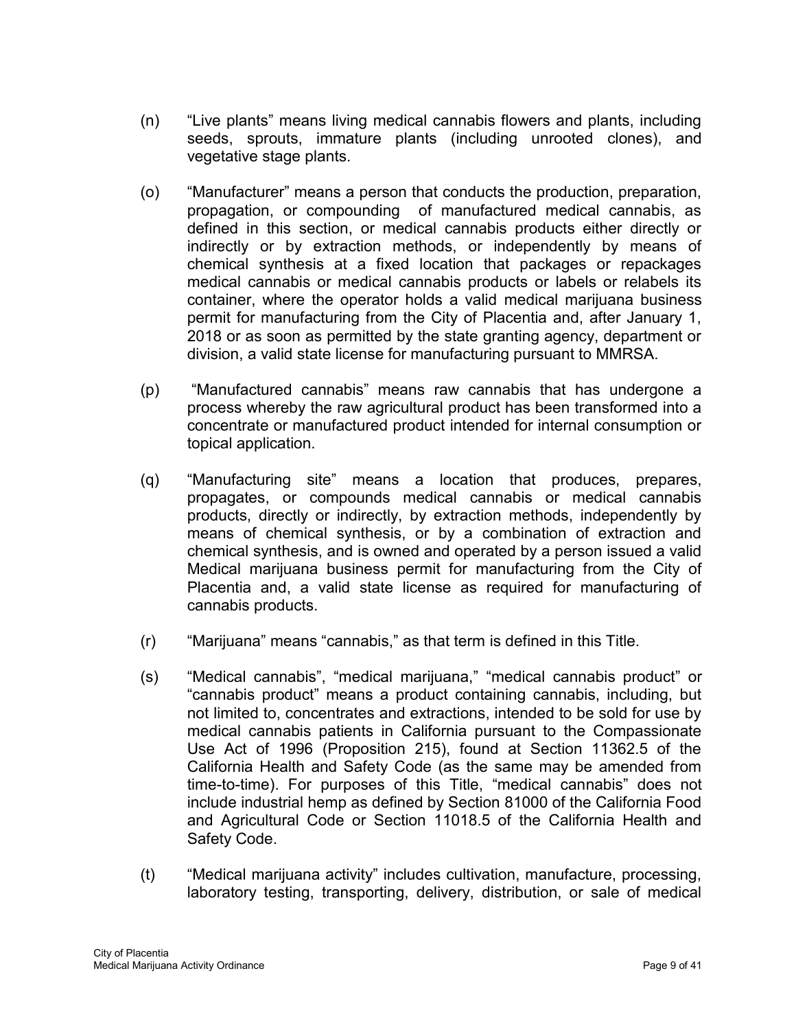(n) “Live plants” means living medical cannabis flowers and plants, including seeds, sprouts, immature plants (including unrooted clones), and vegetative stage plants.

(o) “Manufacturer” means a person that conducts the production, preparation, propagation, or compounding of manufactured medical cannabis, as defined in this section, or medical cannabis products either directly or indirectly or by extraction methods, or independently by means of chemical synthesis at a fixed location that packages or repackages medical cannabis or medical cannabis products or labels or relabels its container, where the operator holds a valid medical marijuana business permit for manufacturing from the City of Placentia and, after January 1, 2018 or as soon as permitted by the state granting agency, department or division, a valid state license for manufacturing pursuant to MMRSA.

(p) “Manufactured cannabis” means raw cannabis that has undergone a process whereby the raw agricultural product has been transformed into a concentrate or manufactured product intended for internal consumption or topical application.

(q) “Manufacturing site” means a location that produces, prepares, propagates, or compounds medical cannabis or medical cannabis products, directly or indirectly, by extraction methods, independently by means of chemical synthesis, or by a combination of extraction and chemical synthesis, and is owned and operated by a person issued a valid Medical marijuana business permit for manufacturing from the City of Placentia and, a valid state license as required for manufacturing of cannabis products.

(r) “Marijuana” means “cannabis,” as that term is defined in this Title.

(s) “Medical cannabis”, “medical marijuana,” “medical cannabis product” or “cannabis product” means a product containing cannabis, including, but not limited to, concentrates and extractions, intended to be sold for use by medical cannabis patients in California pursuant to the Compassionate Use Act of 1996 (Proposition 215), found at Section 11362.5 of the California Health and Safety Code (as the same may be amended from time-to-time). For purposes of this Title, “medical cannabis” does not include industrial hemp as defined by Section 81000 of the California Food and Agricultural Code or Section 11018.5 of the California Health and Safety Code.

(t) “Medical marijuana activity” includes cultivation, manufacture, processing, laboratory testing, transporting, delivery, distribution, or sale of medical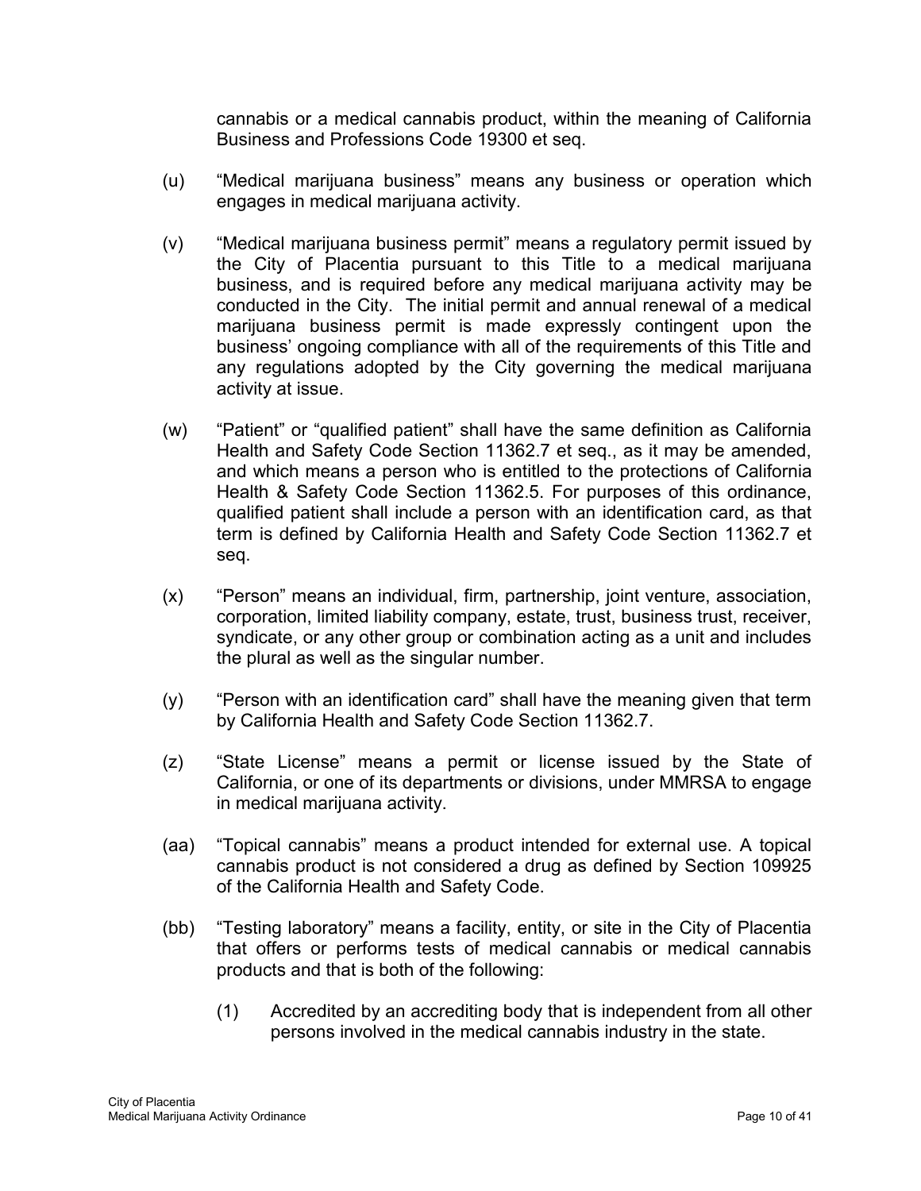cannabis or a medical cannabis product, within the meaning of California Business and Professions Code 19300 et seq.

(u) "Medical marijuana business" means any business or operation which engages in medical marijuana activity.

(v) "Medical marijuana business permit" means a regulatory permit issued by the City of Placentia pursuant to this Title to a medical marijuana business, and is required before any medical marijuana activity may be conducted in the City. The initial permit and annual renewal of a medical marijuana business permit is made expressly contingent upon the business' ongoing compliance with all of the requirements of this Title and any regulations adopted by the City governing the medical marijuana activity at issue.

(w) "Patient" or "qualified patient" shall have the same definition as California Health and Safety Code Section 11362.7 et seq., as it may be amended, and which means a person who is entitled to the protections of California Health & Safety Code Section 11362.5. For purposes of this ordinance, qualified patient shall include a person with an identification card, as that term is defined by California Health and Safety Code Section 11362.7 et seq.

(x) "Person" means an individual, firm, partnership, joint venture, association, corporation, limited liability company, estate, trust, business trust, receiver, syndicate, or any other group or combination acting as a unit and includes the plural as well as the singular number.

(y) "Person with an identification card" shall have the meaning given that term by California Health and Safety Code Section 11362.7.

(z) "State License" means a permit or license issued by the State of California, or one of its departments or divisions, under MMRSA to engage in medical marijuana activity.

(aa) "Topical cannabis" means a product intended for external use. A topical cannabis product is not considered a drug as defined by Section 109925 of the California Health and Safety Code.

(bb) "Testing laboratory" means a facility, entity, or site in the City of Placentia that offers or performs tests of medical cannabis or medical cannabis products and that is both of the following:

(1) Accredited by an accrediting body that is independent from all other persons involved in the medical cannabis industry in the state.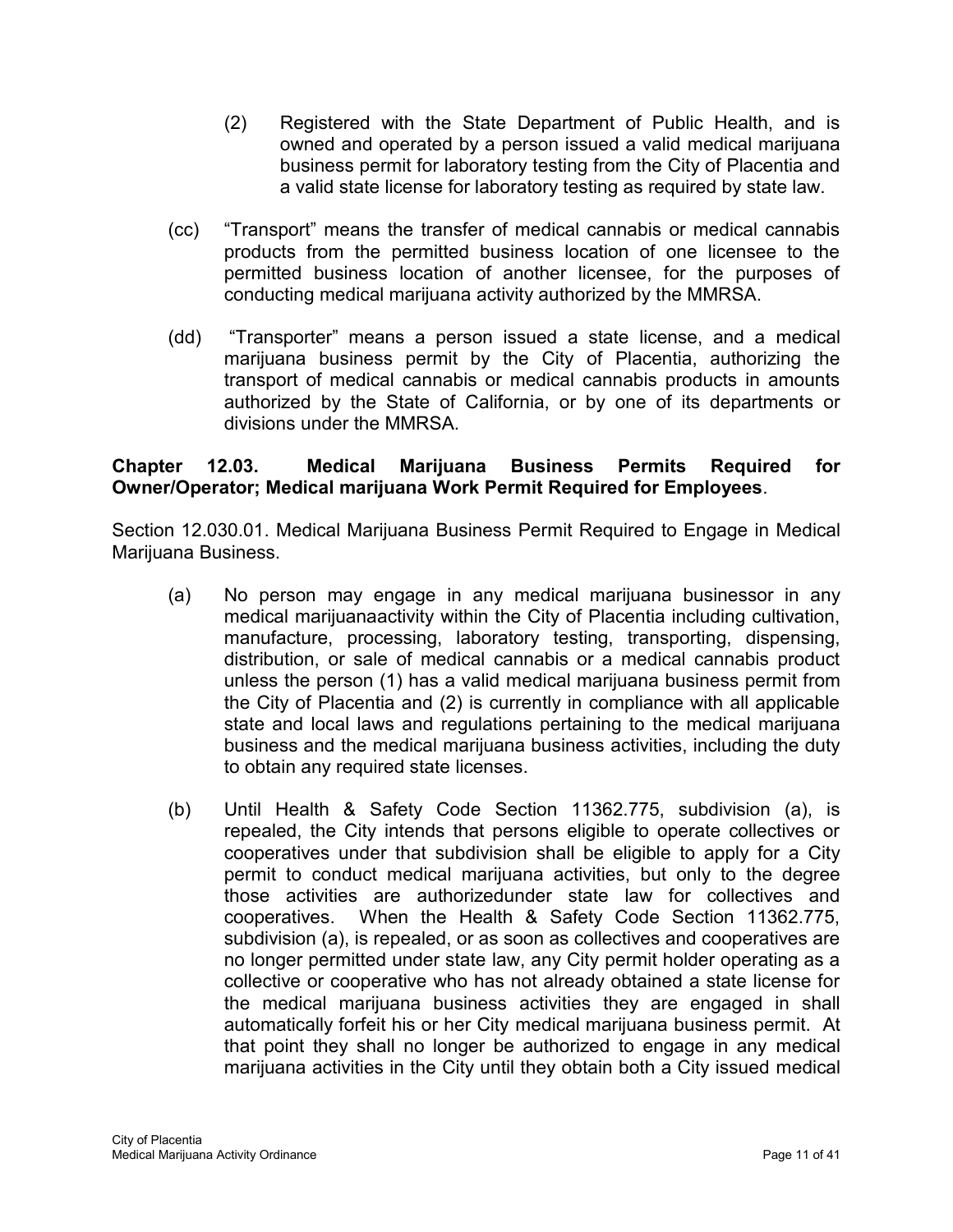(2) Registered with the State Department of Public Health, and is owned and operated by a person issued a valid medical marijuana business permit for laboratory testing from the City of Placentia and a valid state license for laboratory testing as required by state law.

(cc) "Transport" means the transfer of medical cannabis or medical cannabis products from the permitted business location of one licensee to the permitted business location of another licensee, for the purposes of conducting medical marijuana activity authorized by the MMRSA.

(dd) "Transporter" means a person issued a state license, and a medical marijuana business permit by the City of Placentia, authorizing the transport of medical cannabis or medical cannabis products in amounts authorized by the State of California, or by one of its departments or divisions under the MMRSA.

**Chapter 12.03. Medical Marijuana Business Permits Required for Owner/Operator; Medical marijuana Work Permit Required for Employees**.

Section 12.030.01. Medical Marijuana Business Permit Required to Engage in Medical Marijuana Business.

(a) No person may engage in any medical marijuana businessor in any medical marijuanaactivity within the City of Placentia including cultivation, manufacture, processing, laboratory testing, transporting, dispensing, distribution, or sale of medical cannabis or a medical cannabis product unless the person (1) has a valid medical marijuana business permit from the City of Placentia and (2) is currently in compliance with all applicable state and local laws and regulations pertaining to the medical marijuana business and the medical marijuana business activities, including the duty to obtain any required state licenses.

(b) Until Health & Safety Code Section 11362.775, subdivision (a), is repealed, the City intends that persons eligible to operate collectives or cooperatives under that subdivision shall be eligible to apply for a City permit to conduct medical marijuana activities, but only to the degree those activities are authorizedunder state law for collectives and cooperatives. When the Health & Safety Code Section 11362.775, subdivision (a), is repealed, or as soon as collectives and cooperatives are no longer permitted under state law, any City permit holder operating as a collective or cooperative who has not already obtained a state license for the medical marijuana business activities they are engaged in shall automatically forfeit his or her City medical marijuana business permit. At that point they shall no longer be authorized to engage in any medical marijuana activities in the City until they obtain both a City issued medical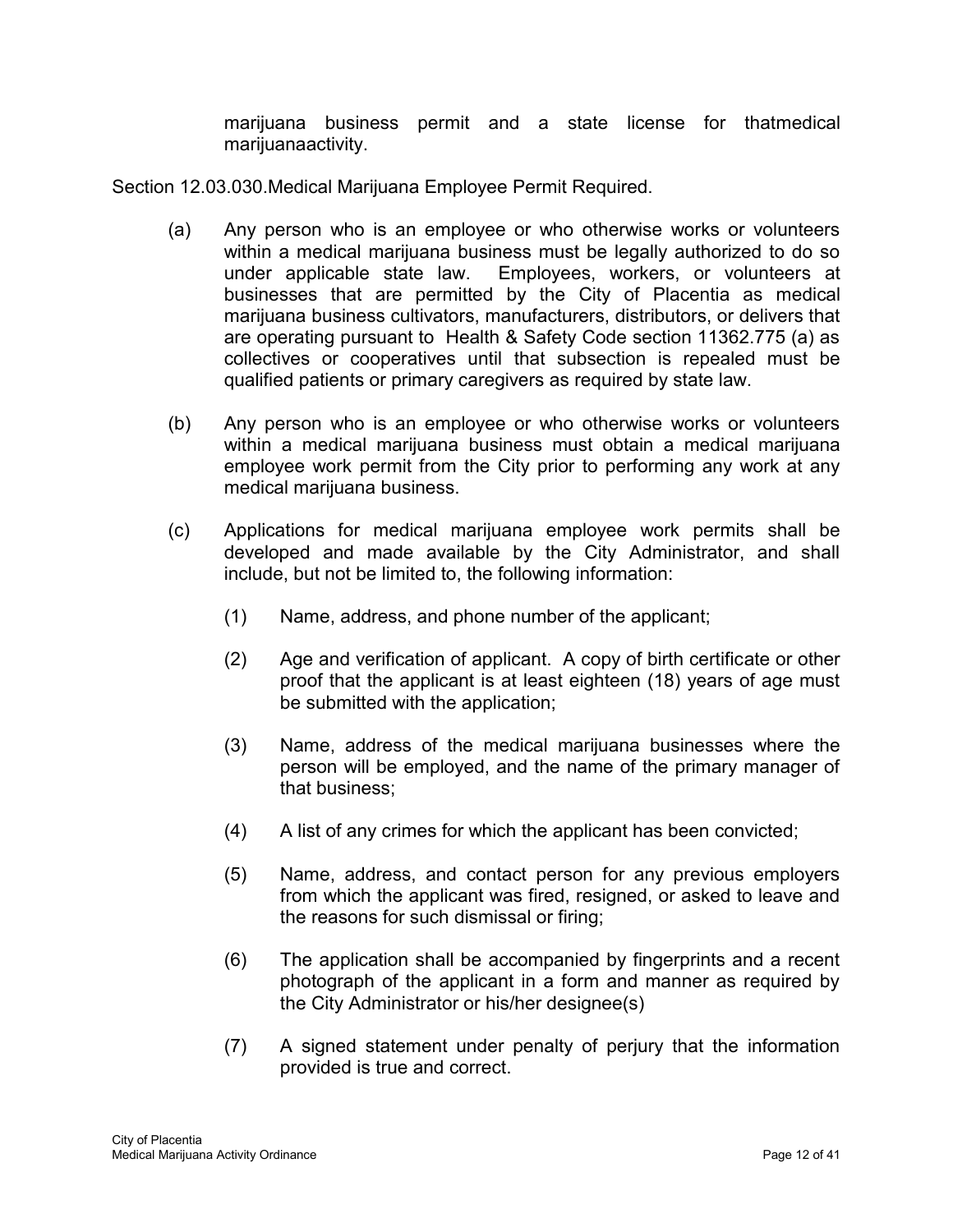marijuana business permit and a state license for thatmedical marijuanaactivity.

Section 12.03.030.Medical Marijuana Employee Permit Required.

(a) Any person who is an employee or who otherwise works or volunteers within a medical marijuana business must be legally authorized to do so under applicable state law. Employees, workers, or volunteers at businesses that are permitted by the City of Placentia as medical marijuana business cultivators, manufacturers, distributors, or delivers that are operating pursuant to Health & Safety Code section 11362.775 (a) as collectives or cooperatives until that subsection is repealed must be qualified patients or primary caregivers as required by state law.

(b) Any person who is an employee or who otherwise works or volunteers within a medical marijuana business must obtain a medical marijuana employee work permit from the City prior to performing any work at any medical marijuana business.

(c) Applications for medical marijuana employee work permits shall be developed and made available by the City Administrator, and shall include, but not be limited to, the following information:

(1) Name, address, and phone number of the applicant;

(2) Age and verification of applicant. A copy of birth certificate or other proof that the applicant is at least eighteen (18) years of age must be submitted with the application;

(3) Name, address of the medical marijuana businesses where the person will be employed, and the name of the primary manager of that business;

(4) A list of any crimes for which the applicant has been convicted;

(5) Name, address, and contact person for any previous employers from which the applicant was fired, resigned, or asked to leave and the reasons for such dismissal or firing;

(6) The application shall be accompanied by fingerprints and a recent photograph of the applicant in a form and manner as required by the City Administrator or his/her designee(s)

(7) A signed statement under penalty of perjury that the information provided is true and correct.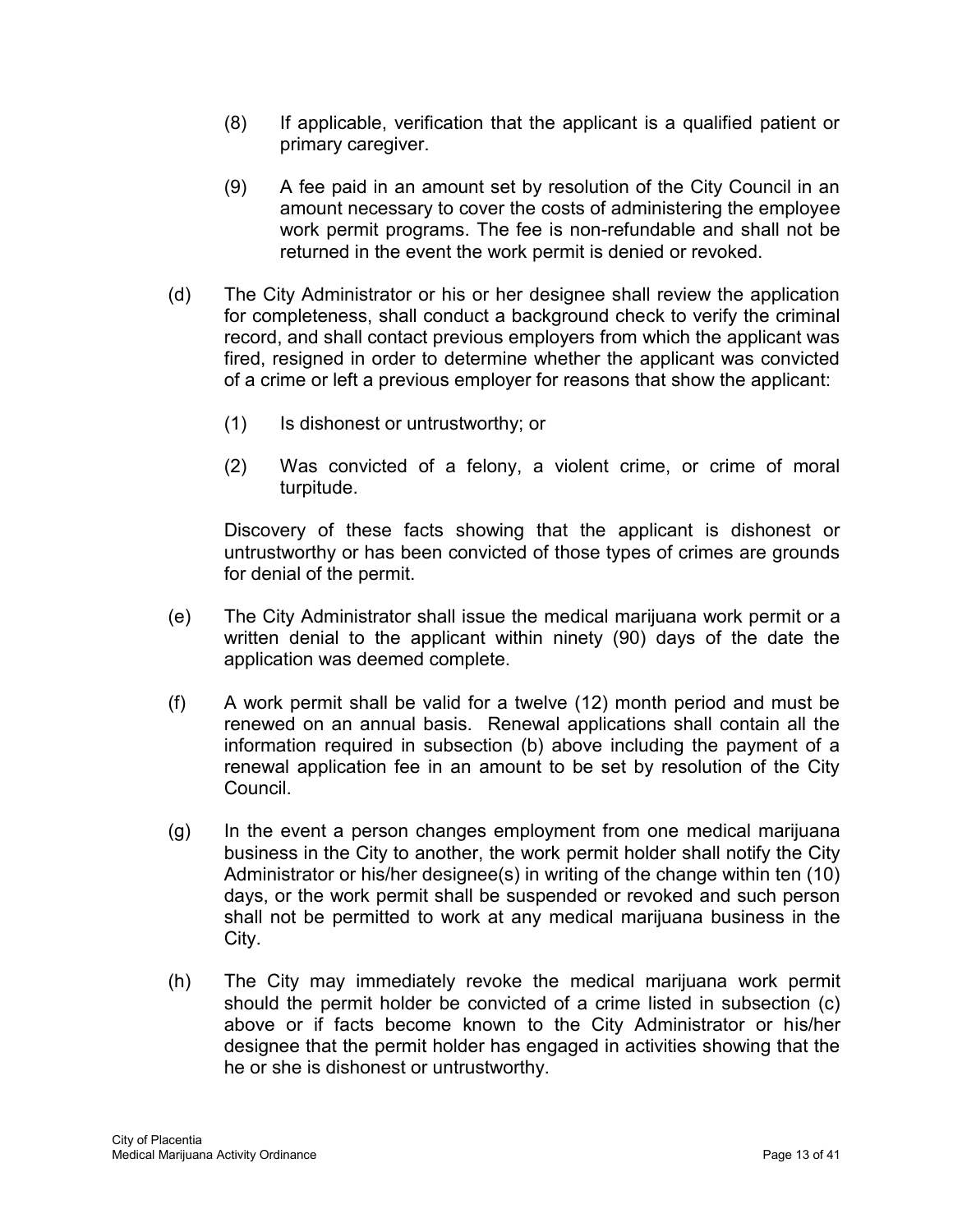(8) If applicable, verification that the applicant is a qualified patient or primary caregiver.

(9) A fee paid in an amount set by resolution of the City Council in an amount necessary to cover the costs of administering the employee work permit programs. The fee is non-refundable and shall not be returned in the event the work permit is denied or revoked.

(d) The City Administrator or his or her designee shall review the application for completeness, shall conduct a background check to verify the criminal record, and shall contact previous employers from which the applicant was fired, resigned in order to determine whether the applicant was convicted of a crime or left a previous employer for reasons that show the applicant:

(1) Is dishonest or untrustworthy; or

(2) Was convicted of a felony, a violent crime, or crime of moral turpitude.

Discovery of these facts showing that the applicant is dishonest or untrustworthy or has been convicted of those types of crimes are grounds for denial of the permit.

(e) The City Administrator shall issue the medical marijuana work permit or a written denial to the applicant within ninety (90) days of the date the application was deemed complete.

(f) A work permit shall be valid for a twelve (12) month period and must be renewed on an annual basis. Renewal applications shall contain all the information required in subsection (b) above including the payment of a renewal application fee in an amount to be set by resolution of the City Council.

(g) In the event a person changes employment from one medical marijuana business in the City to another, the work permit holder shall notify the City Administrator or his/her designee(s) in writing of the change within ten (10) days, or the work permit shall be suspended or revoked and such person shall not be permitted to work at any medical marijuana business in the City.

(h) The City may immediately revoke the medical marijuana work permit should the permit holder be convicted of a crime listed in subsection (c) above or if facts become known to the City Administrator or his/her designee that the permit holder has engaged in activities showing that the he or she is dishonest or untrustworthy.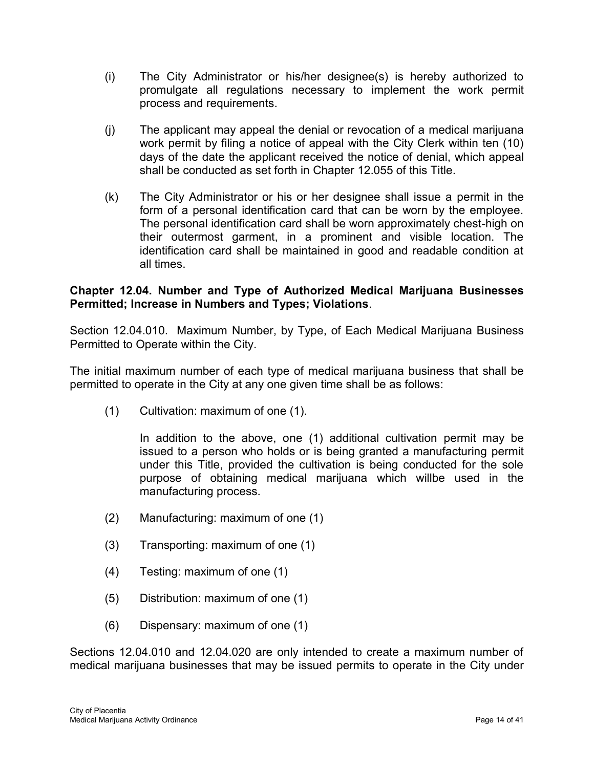(i) The City Administrator or his/her designee(s) is hereby authorized to promulgate all regulations necessary to implement the work permit process and requirements.

(j) The applicant may appeal the denial or revocation of a medical marijuana work permit by filing a notice of appeal with the City Clerk within ten (10) days of the date the applicant received the notice of denial, which appeal shall be conducted as set forth in Chapter 12.055 of this Title.

(k) The City Administrator or his or her designee shall issue a permit in the form of a personal identification card that can be worn by the employee. The personal identification card shall be worn approximately chest-high on their outermost garment, in a prominent and visible location. The identification card shall be maintained in good and readable condition at all times.

**Chapter 12.04. Number and Type of Authorized Medical Marijuana Businesses Permitted; Increase in Numbers and Types; Violations**.

Section 12.04.010. Maximum Number, by Type, of Each Medical Marijuana Business Permitted to Operate within the City.

The initial maximum number of each type of medical marijuana business that shall be permitted to operate in the City at any one given time shall be as follows:

(1) Cultivation: maximum of one (1).

In addition to the above, one (1) additional cultivation permit may be issued to a person who holds or is being granted a manufacturing permit under this Title, provided the cultivation is being conducted for the sole purpose of obtaining medical marijuana which willbe used in the manufacturing process.

(2) Manufacturing: maximum of one (1)

(3) Transporting: maximum of one (1)

(4) Testing: maximum of one (1)

(5) Distribution: maximum of one (1)

(6) Dispensary: maximum of one (1)

Sections 12.04.010 and 12.04.020 are only intended to create a maximum number of medical marijuana businesses that may be issued permits to operate in the City under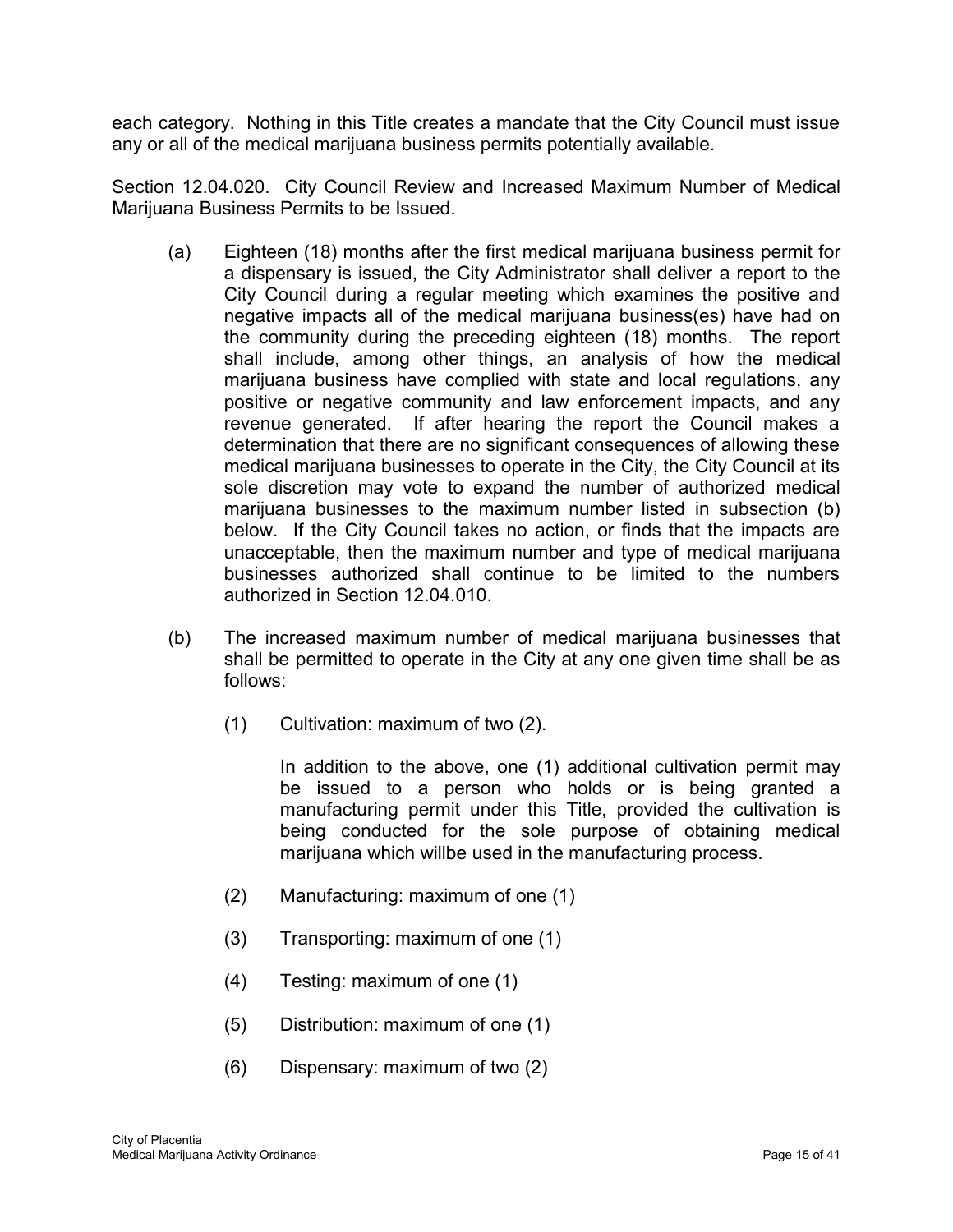each category. Nothing in this Title creates a mandate that the City Council must issue any or all of the medical marijuana business permits potentially available.

Section 12.04.020. City Council Review and Increased Maximum Number of Medical Marijuana Business Permits to be Issued.

(a) Eighteen (18) months after the first medical marijuana business permit for a dispensary is issued, the City Administrator shall deliver a report to the City Council during a regular meeting which examines the positive and negative impacts all of the medical marijuana business(es) have had on the community during the preceding eighteen (18) months. The report shall include, among other things, an analysis of how the medical marijuana business have complied with state and local regulations, any positive or negative community and law enforcement impacts, and any revenue generated. If after hearing the report the Council makes a determination that there are no significant consequences of allowing these medical marijuana businesses to operate in the City, the City Council at its sole discretion may vote to expand the number of authorized medical marijuana businesses to the maximum number listed in subsection (b) below. If the City Council takes no action, or finds that the impacts are unacceptable, then the maximum number and type of medical marijuana businesses authorized shall continue to be limited to the numbers authorized in Section 12.04.010.

(b) The increased maximum number of medical marijuana businesses that shall be permitted to operate in the City at any one given time shall be as follows:

(1) Cultivation: maximum of two (2).

In addition to the above, one (1) additional cultivation permit may be issued to a person who holds or is being granted a manufacturing permit under this Title, provided the cultivation is being conducted for the sole purpose of obtaining medical marijuana which willbe used in the manufacturing process.

(2) Manufacturing: maximum of one (1)

(3) Transporting: maximum of one (1)

(4) Testing: maximum of one (1)

(5) Distribution: maximum of one (1)

(6) Dispensary: maximum of two (2)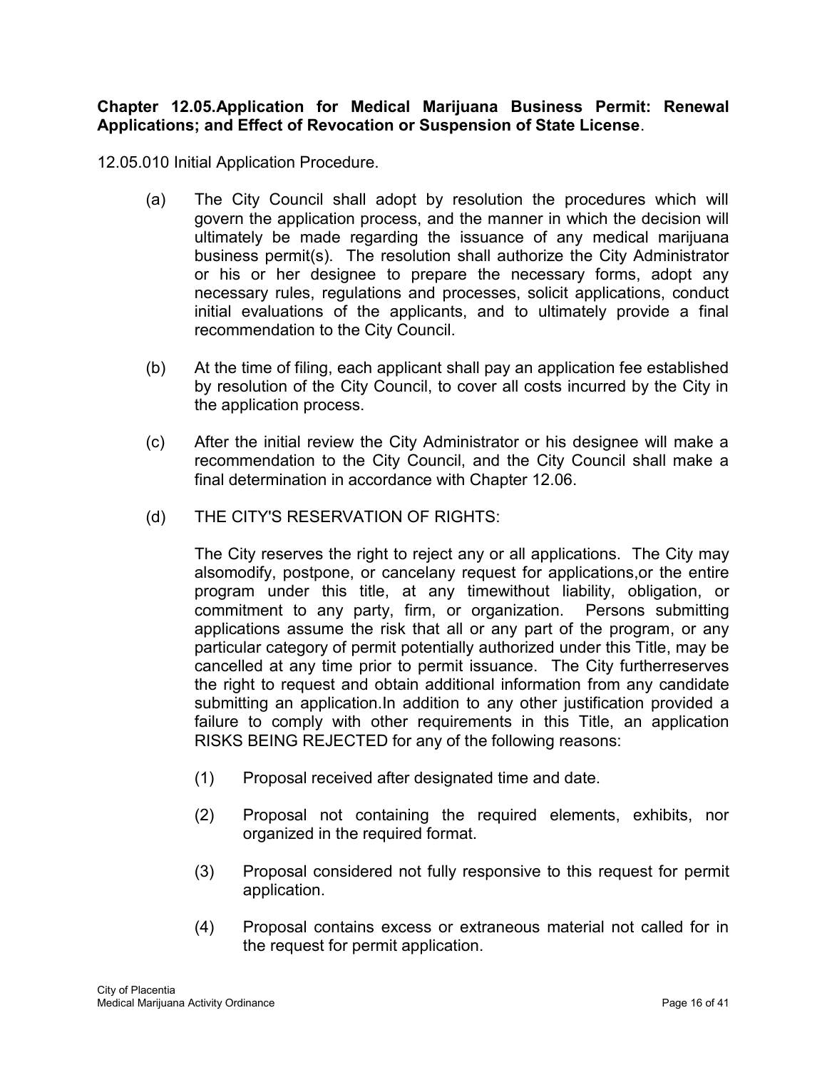**Chapter 12.05.Application for Medical Marijuana Business Permit: Renewal Applications; and Effect of Revocation or Suspension of State License**.

12.05.010 Initial Application Procedure.

(a) The City Council shall adopt by resolution the procedures which will govern the application process, and the manner in which the decision will ultimately be made regarding the issuance of any medical marijuana business permit(s). The resolution shall authorize the City Administrator or his or her designee to prepare the necessary forms, adopt any necessary rules, regulations and processes, solicit applications, conduct initial evaluations of the applicants, and to ultimately provide a final recommendation to the City Council.

(b) At the time of filing, each applicant shall pay an application fee established by resolution of the City Council, to cover all costs incurred by the City in the application process.

(c) After the initial review the City Administrator or his designee will make a recommendation to the City Council, and the City Council shall make a final determination in accordance with Chapter 12.06.

(d) THE CITY'S RESERVATION OF RIGHTS:

The City reserves the right to reject any or all applications. The City may alsomodify, postpone, or cancelany request for applications,or the entire program under this title, at any timewithout liability, obligation, or commitment to any party, firm, or organization. Persons submitting applications assume the risk that all or any part of the program, or any particular category of permit potentially authorized under this Title, may be cancelled at any time prior to permit issuance. The City furtherreserves the right to request and obtain additional information from any candidate submitting an application.In addition to any other justification provided a failure to comply with other requirements in this Title, an application RISKS BEING REJECTED for any of the following reasons:

(1) Proposal received after designated time and date.

(2) Proposal not containing the required elements, exhibits, nor organized in the required format.

(3) Proposal considered not fully responsive to this request for permit application.

(4) Proposal contains excess or extraneous material not called for in the request for permit application.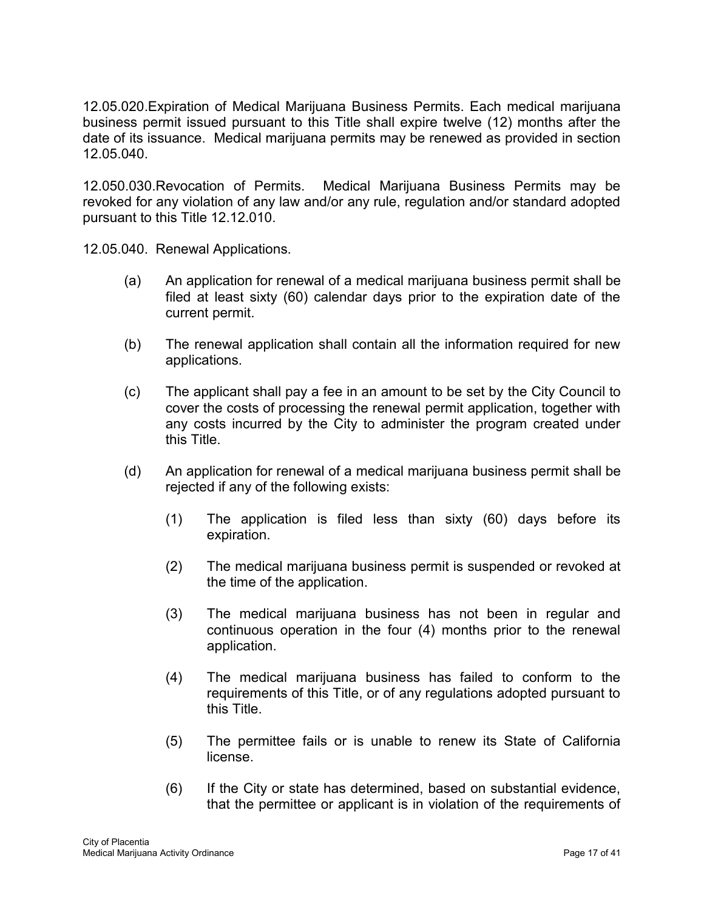12.05.020.Expiration of Medical Marijuana Business Permits. Each medical marijuana business permit issued pursuant to this Title shall expire twelve (12) months after the date of its issuance. Medical marijuana permits may be renewed as provided in section 12.05.040.

12.050.030.Revocation of Permits. Medical Marijuana Business Permits may be revoked for any violation of any law and/or any rule, regulation and/or standard adopted pursuant to this Title 12.12.010.

12.05.040. Renewal Applications.

(a) An application for renewal of a medical marijuana business permit shall be filed at least sixty (60) calendar days prior to the expiration date of the current permit.

(b) The renewal application shall contain all the information required for new applications.

(c) The applicant shall pay a fee in an amount to be set by the City Council to cover the costs of processing the renewal permit application, together with any costs incurred by the City to administer the program created under this Title.

(d) An application for renewal of a medical marijuana business permit shall be rejected if any of the following exists:

(1) The application is filed less than sixty (60) days before its expiration.

(2) The medical marijuana business permit is suspended or revoked at the time of the application.

(3) The medical marijuana business has not been in regular and continuous operation in the four (4) months prior to the renewal application.

(4) The medical marijuana business has failed to conform to the requirements of this Title, or of any regulations adopted pursuant to this Title.

(5) The permittee fails or is unable to renew its State of California license.

(6) If the City or state has determined, based on substantial evidence, that the permittee or applicant is in violation of the requirements of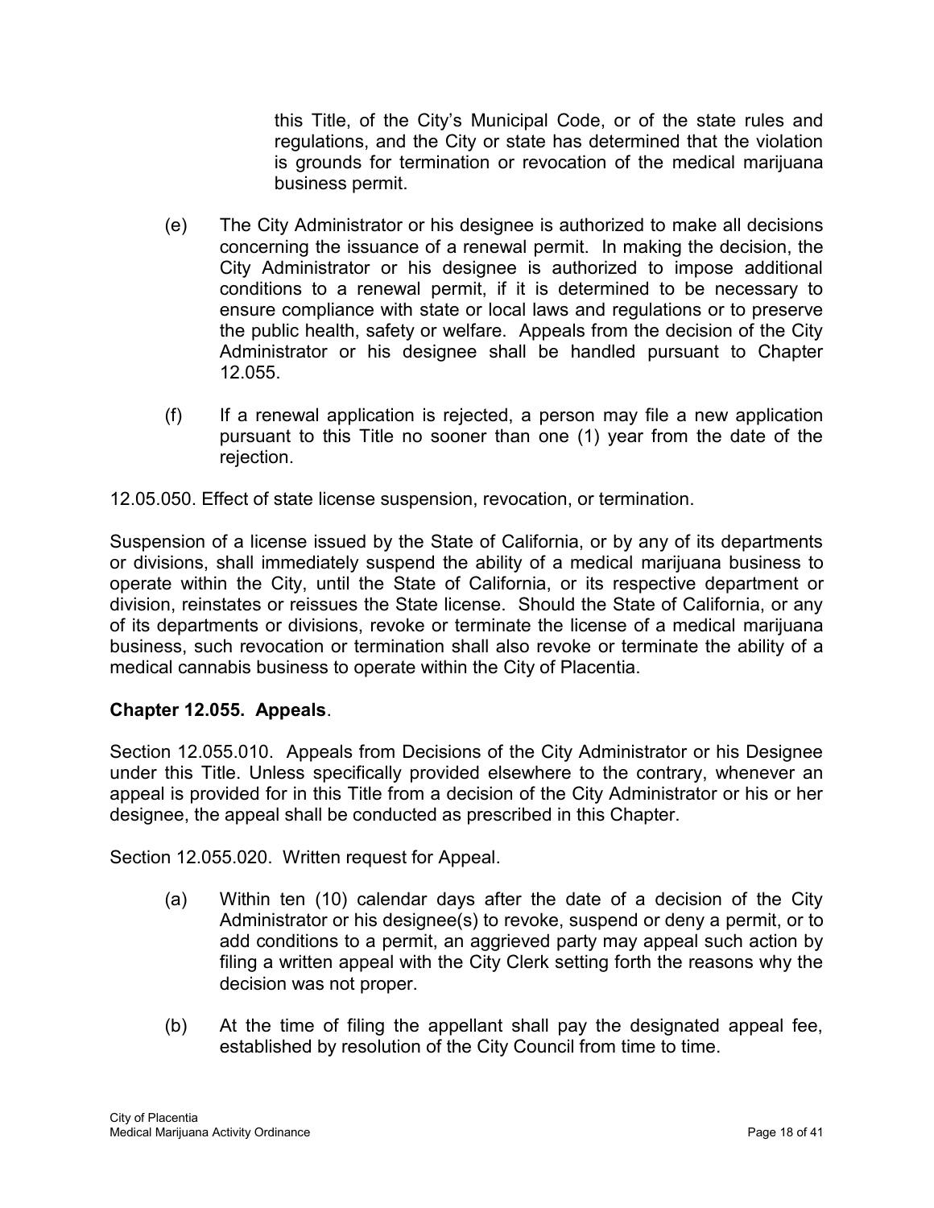this Title, of the City's Municipal Code, or of the state rules and regulations, and the City or state has determined that the violation is grounds for termination or revocation of the medical marijuana business permit.

(e) The City Administrator or his designee is authorized to make all decisions concerning the issuance of a renewal permit. In making the decision, the City Administrator or his designee is authorized to impose additional conditions to a renewal permit, if it is determined to be necessary to ensure compliance with state or local laws and regulations or to preserve the public health, safety or welfare. Appeals from the decision of the City Administrator or his designee shall be handled pursuant to Chapter 12.055.

(f) If a renewal application is rejected, a person may file a new application pursuant to this Title no sooner than one (1) year from the date of the rejection.

12.05.050. Effect of state license suspension, revocation, or termination.

Suspension of a license issued by the State of California, or by any of its departments or divisions, shall immediately suspend the ability of a medical marijuana business to operate within the City, until the State of California, or its respective department or division, reinstates or reissues the State license. Should the State of California, or any of its departments or divisions, revoke or terminate the license of a medical marijuana business, such revocation or termination shall also revoke or terminate the ability of a medical cannabis business to operate within the City of Placentia.

**Chapter 12.055. Appeals**.

Section 12.055.010. Appeals from Decisions of the City Administrator or his Designee under this Title. Unless specifically provided elsewhere to the contrary, whenever an appeal is provided for in this Title from a decision of the City Administrator or his or her designee, the appeal shall be conducted as prescribed in this Chapter.

Section 12.055.020. Written request for Appeal.

(a) Within ten (10) calendar days after the date of a decision of the City Administrator or his designee(s) to revoke, suspend or deny a permit, or to add conditions to a permit, an aggrieved party may appeal such action by filing a written appeal with the City Clerk setting forth the reasons why the decision was not proper.

(b) At the time of filing the appellant shall pay the designated appeal fee, established by resolution of the City Council from time to time.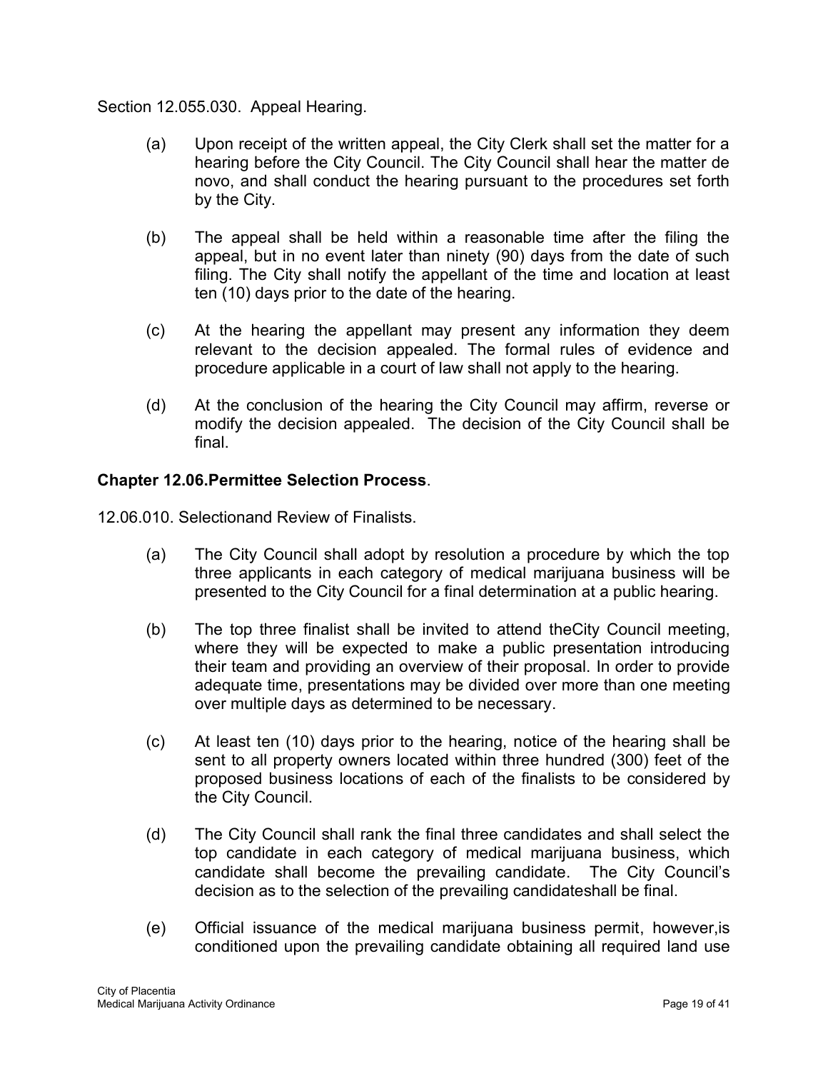Section 12.055.030. Appeal Hearing.

(a) Upon receipt of the written appeal, the City Clerk shall set the matter for a hearing before the City Council. The City Council shall hear the matter de novo, and shall conduct the hearing pursuant to the procedures set forth by the City.

(b) The appeal shall be held within a reasonable time after the filing the appeal, but in no event later than ninety (90) days from the date of such filing. The City shall notify the appellant of the time and location at least ten (10) days prior to the date of the hearing.

(c) At the hearing the appellant may present any information they deem relevant to the decision appealed. The formal rules of evidence and procedure applicable in a court of law shall not apply to the hearing.

(d) At the conclusion of the hearing the City Council may affirm, reverse or modify the decision appealed. The decision of the City Council shall be final.

**Chapter 12.06.Permittee Selection Process**.

12.06.010. Selectionand Review of Finalists.

(a) The City Council shall adopt by resolution a procedure by which the top three applicants in each category of medical marijuana business will be presented to the City Council for a final determination at a public hearing.

(b) The top three finalist shall be invited to attend theCity Council meeting, where they will be expected to make a public presentation introducing their team and providing an overview of their proposal. In order to provide adequate time, presentations may be divided over more than one meeting over multiple days as determined to be necessary.

(c) At least ten (10) days prior to the hearing, notice of the hearing shall be sent to all property owners located within three hundred (300) feet of the proposed business locations of each of the finalists to be considered by the City Council.

(d) The City Council shall rank the final three candidates and shall select the top candidate in each category of medical marijuana business, which candidate shall become the prevailing candidate. The City Council's decision as to the selection of the prevailing candidateshall be final.

(e) Official issuance of the medical marijuana business permit, however,is conditioned upon the prevailing candidate obtaining all required land use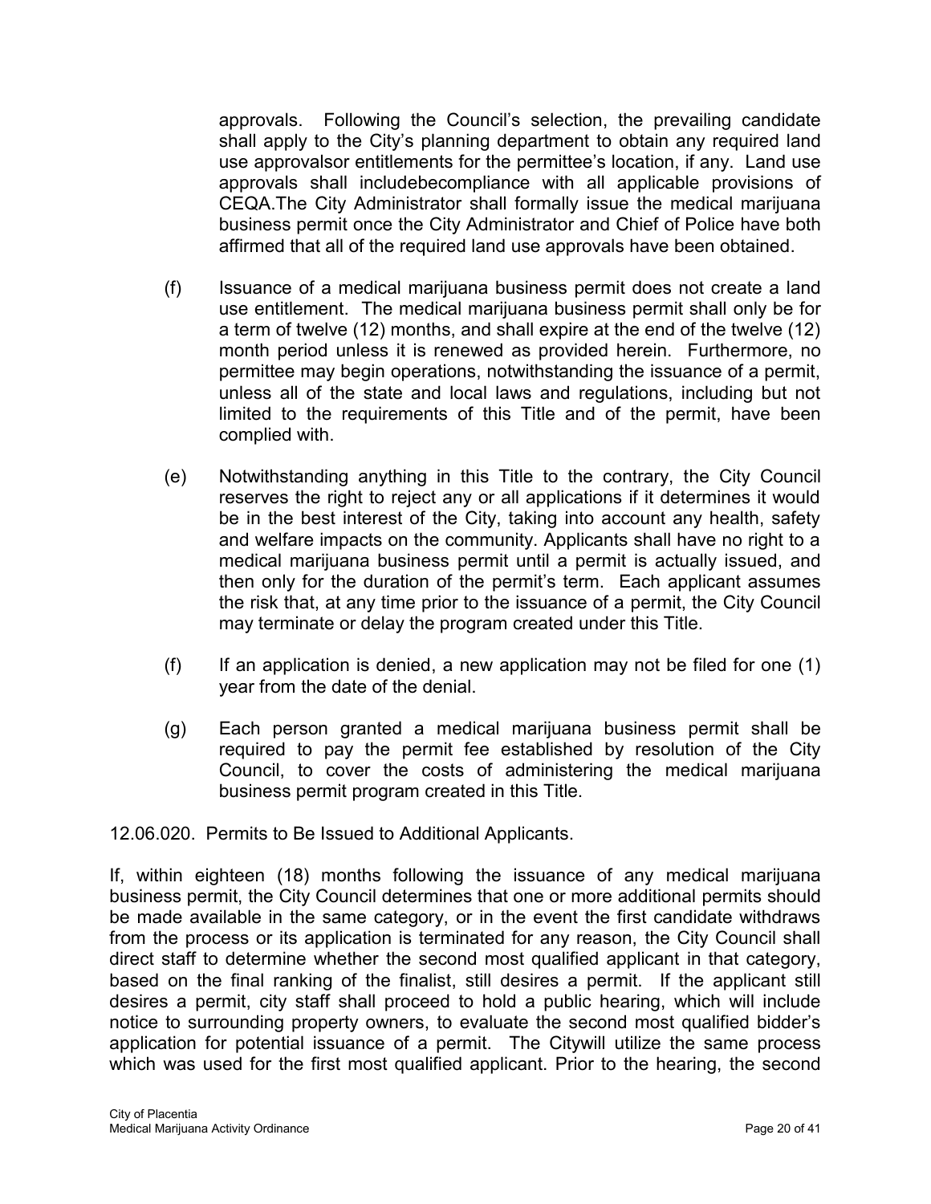approvals. Following the Council's selection, the prevailing candidate shall apply to the City's planning department to obtain any required land use approvalsor entitlements for the permittee's location, if any. Land use approvals shall includebecompliance with all applicable provisions of CEQA.The City Administrator shall formally issue the medical marijuana business permit once the City Administrator and Chief of Police have both affirmed that all of the required land use approvals have been obtained.

(f) Issuance of a medical marijuana business permit does not create a land use entitlement. The medical marijuana business permit shall only be for a term of twelve (12) months, and shall expire at the end of the twelve (12) month period unless it is renewed as provided herein. Furthermore, no permittee may begin operations, notwithstanding the issuance of a permit, unless all of the state and local laws and regulations, including but not limited to the requirements of this Title and of the permit, have been complied with.

(e) Notwithstanding anything in this Title to the contrary, the City Council reserves the right to reject any or all applications if it determines it would be in the best interest of the City, taking into account any health, safety and welfare impacts on the community. Applicants shall have no right to a medical marijuana business permit until a permit is actually issued, and then only for the duration of the permit's term. Each applicant assumes the risk that, at any time prior to the issuance of a permit, the City Council may terminate or delay the program created under this Title.

(f) If an application is denied, a new application may not be filed for one (1) year from the date of the denial.

(g) Each person granted a medical marijuana business permit shall be required to pay the permit fee established by resolution of the City Council, to cover the costs of administering the medical marijuana business permit program created in this Title.

12.06.020. Permits to Be Issued to Additional Applicants.

If, within eighteen (18) months following the issuance of any medical marijuana business permit, the City Council determines that one or more additional permits should be made available in the same category, or in the event the first candidate withdraws from the process or its application is terminated for any reason, the City Council shall direct staff to determine whether the second most qualified applicant in that category, based on the final ranking of the finalist, still desires a permit. If the applicant still desires a permit, city staff shall proceed to hold a public hearing, which will include notice to surrounding property owners, to evaluate the second most qualified bidder's application for potential issuance of a permit. The Citywill utilize the same process which was used for the first most qualified applicant. Prior to the hearing, the second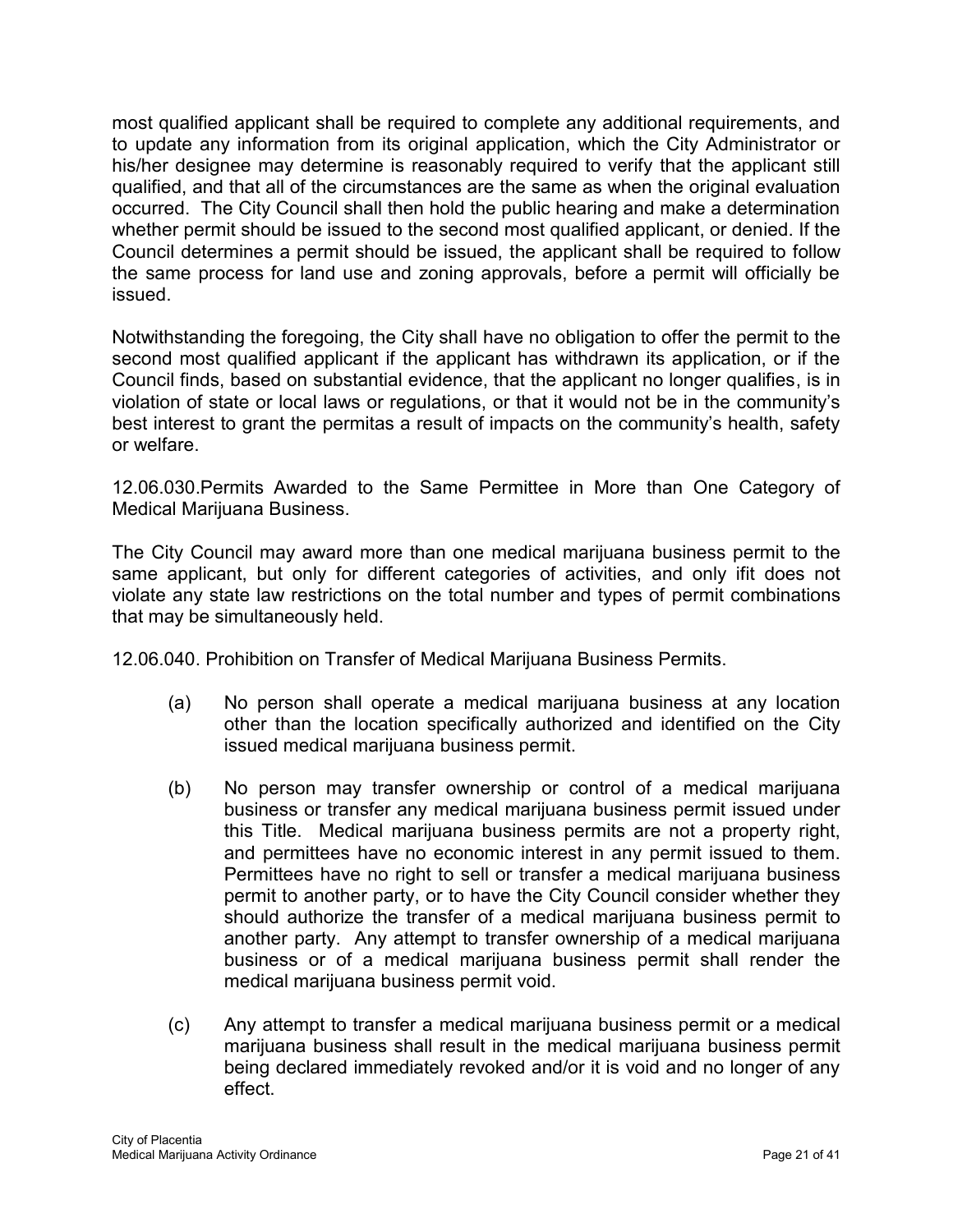most qualified applicant shall be required to complete any additional requirements, and to update any information from its original application, which the City Administrator or his/her designee may determine is reasonably required to verify that the applicant still qualified, and that all of the circumstances are the same as when the original evaluation occurred. The City Council shall then hold the public hearing and make a determination whether permit should be issued to the second most qualified applicant, or denied. If the Council determines a permit should be issued, the applicant shall be required to follow the same process for land use and zoning approvals, before a permit will officially be issued.

Notwithstanding the foregoing, the City shall have no obligation to offer the permit to the second most qualified applicant if the applicant has withdrawn its application, or if the Council finds, based on substantial evidence, that the applicant no longer qualifies, is in violation of state or local laws or regulations, or that it would not be in the community's best interest to grant the permitas a result of impacts on the community's health, safety or welfare.

12.06.030.Permits Awarded to the Same Permittee in More than One Category of Medical Marijuana Business.

The City Council may award more than one medical marijuana business permit to the same applicant, but only for different categories of activities, and only ifit does not violate any state law restrictions on the total number and types of permit combinations that may be simultaneously held.

12.06.040. Prohibition on Transfer of Medical Marijuana Business Permits.

(a) No person shall operate a medical marijuana business at any location other than the location specifically authorized and identified on the City issued medical marijuana business permit.

(b) No person may transfer ownership or control of a medical marijuana business or transfer any medical marijuana business permit issued under this Title. Medical marijuana business permits are not a property right, and permittees have no economic interest in any permit issued to them. Permittees have no right to sell or transfer a medical marijuana business permit to another party, or to have the City Council consider whether they should authorize the transfer of a medical marijuana business permit to another party. Any attempt to transfer ownership of a medical marijuana business or of a medical marijuana business permit shall render the medical marijuana business permit void.

(c) Any attempt to transfer a medical marijuana business permit or a medical marijuana business shall result in the medical marijuana business permit being declared immediately revoked and/or it is void and no longer of any effect.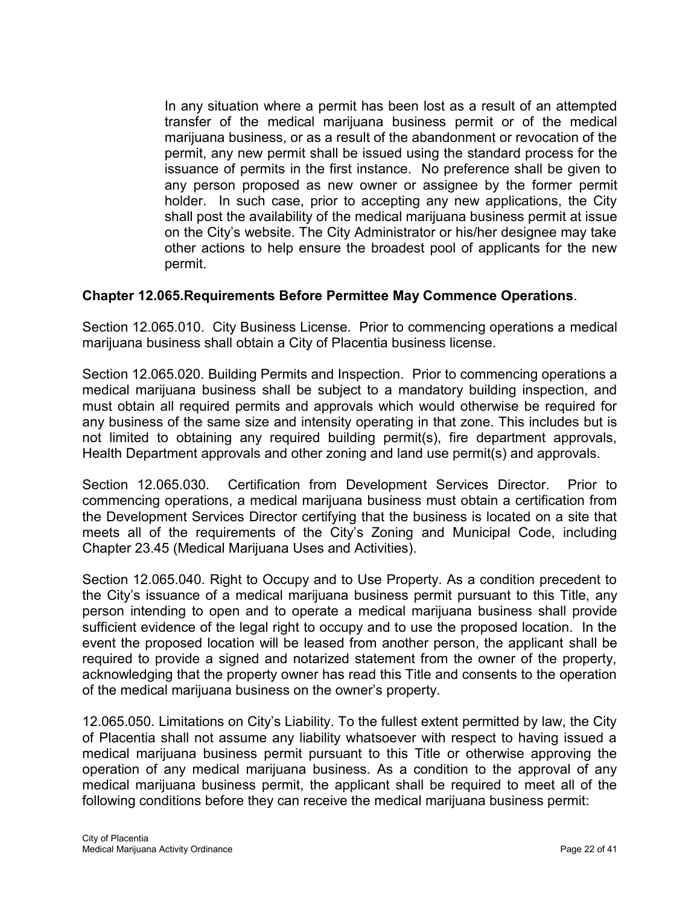In any situation where a permit has been lost as a result of an attempted transfer of the medical marijuana business permit or of the medical marijuana business, or as a result of the abandonment or revocation of the permit, any new permit shall be issued using the standard process for the issuance of permits in the first instance. No preference shall be given to any person proposed as new owner or assignee by the former permit holder. In such case, prior to accepting any new applications, the City shall post the availability of the medical marijuana business permit at issue on the City's website. The City Administrator or his/her designee may take other actions to help ensure the broadest pool of applicants for the new permit.

**Chapter 12.065.Requirements Before Permittee May Commence Operations**.

Section 12.065.010. City Business License. Prior to commencing operations a medical marijuana business shall obtain a City of Placentia business license.

Section 12.065.020. Building Permits and Inspection. Prior to commencing operations a medical marijuana business shall be subject to a mandatory building inspection, and must obtain all required permits and approvals which would otherwise be required for any business of the same size and intensity operating in that zone. This includes but is not limited to obtaining any required building permit(s), fire department approvals, Health Department approvals and other zoning and land use permit(s) and approvals.

Section 12.065.030. Certification from Development Services Director. Prior to commencing operations, a medical marijuana business must obtain a certification from the Development Services Director certifying that the business is located on a site that meets all of the requirements of the City's Zoning and Municipal Code, including Chapter 23.45 (Medical Marijuana Uses and Activities).

Section 12.065.040. Right to Occupy and to Use Property. As a condition precedent to the City's issuance of a medical marijuana business permit pursuant to this Title, any person intending to open and to operate a medical marijuana business shall provide sufficient evidence of the legal right to occupy and to use the proposed location. In the event the proposed location will be leased from another person, the applicant shall be required to provide a signed and notarized statement from the owner of the property, acknowledging that the property owner has read this Title and consents to the operation of the medical marijuana business on the owner's property.

12.065.050. Limitations on City's Liability. To the fullest extent permitted by law, the City of Placentia shall not assume any liability whatsoever with respect to having issued a medical marijuana business permit pursuant to this Title or otherwise approving the operation of any medical marijuana business. As a condition to the approval of any medical marijuana business permit, the applicant shall be required to meet all of the following conditions before they can receive the medical marijuana business permit: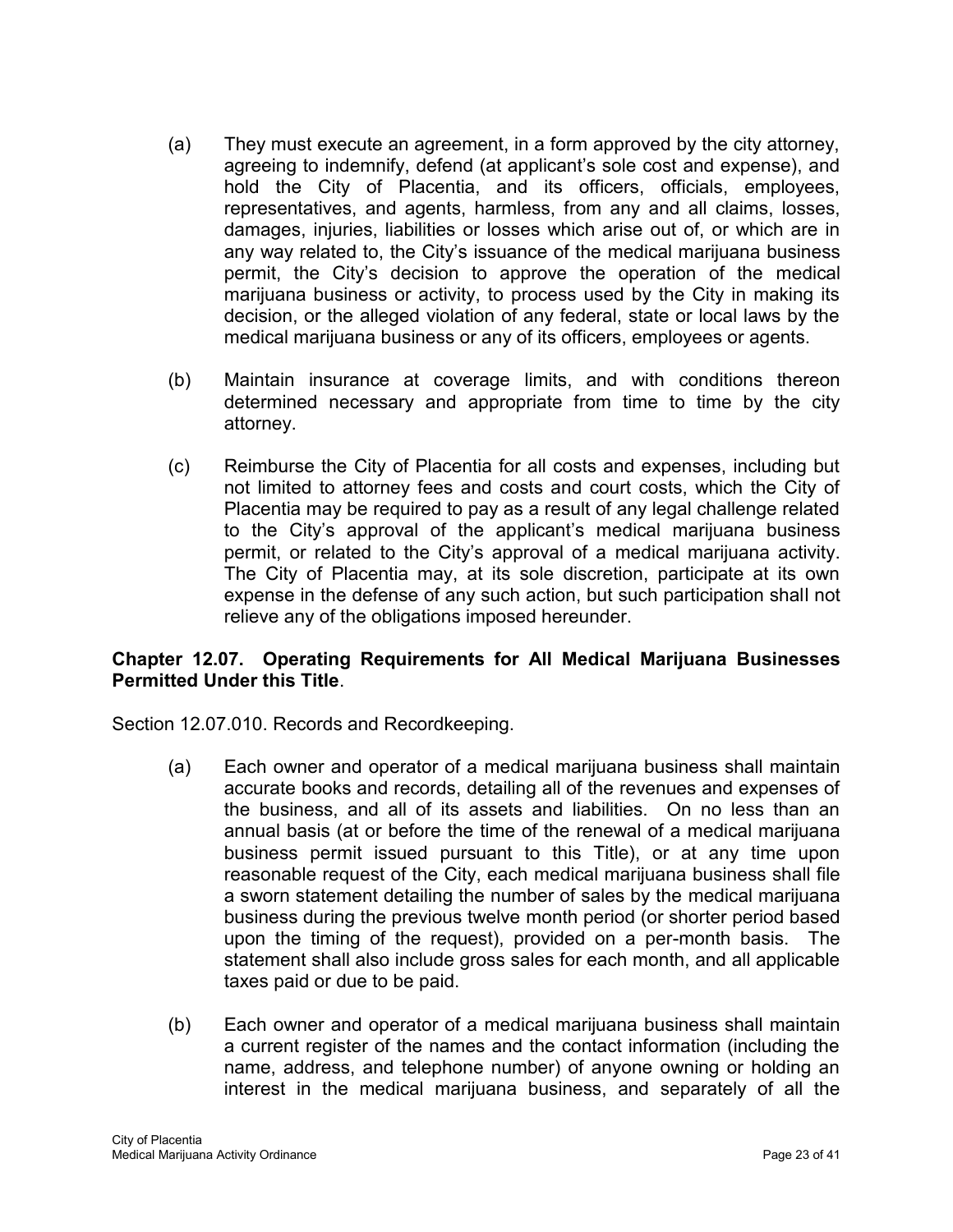(a) They must execute an agreement, in a form approved by the city attorney, agreeing to indemnify, defend (at applicant's sole cost and expense), and hold the City of Placentia, and its officers, officials, employees, representatives, and agents, harmless, from any and all claims, losses, damages, injuries, liabilities or losses which arise out of, or which are in any way related to, the City's issuance of the medical marijuana business permit, the City's decision to approve the operation of the medical marijuana business or activity, to process used by the City in making its decision, or the alleged violation of any federal, state or local laws by the medical marijuana business or any of its officers, employees or agents.

(b) Maintain insurance at coverage limits, and with conditions thereon determined necessary and appropriate from time to time by the city attorney.

(c) Reimburse the City of Placentia for all costs and expenses, including but not limited to attorney fees and costs and court costs, which the City of Placentia may be required to pay as a result of any legal challenge related to the City's approval of the applicant's medical marijuana business permit, or related to the City's approval of a medical marijuana activity. The City of Placentia may, at its sole discretion, participate at its own expense in the defense of any such action, but such participation shall not relieve any of the obligations imposed hereunder.

## Chapter 12.07. Operating Requirements for All Medical Marijuana Businesses Permitted Under this Title.

Section 12.07.010. Records and Recordkeeping.

(a) Each owner and operator of a medical marijuana business shall maintain accurate books and records, detailing all of the revenues and expenses of the business, and all of its assets and liabilities. On no less than an annual basis (at or before the time of the renewal of a medical marijuana business permit issued pursuant to this Title), or at any time upon reasonable request of the City, each medical marijuana business shall file a sworn statement detailing the number of sales by the medical marijuana business during the previous twelve month period (or shorter period based upon the timing of the request), provided on a per-month basis. The statement shall also include gross sales for each month, and all applicable taxes paid or due to be paid.

(b) Each owner and operator of a medical marijuana business shall maintain a current register of the names and the contact information (including the name, address, and telephone number) of anyone owning or holding an interest in the medical marijuana business, and separately of all the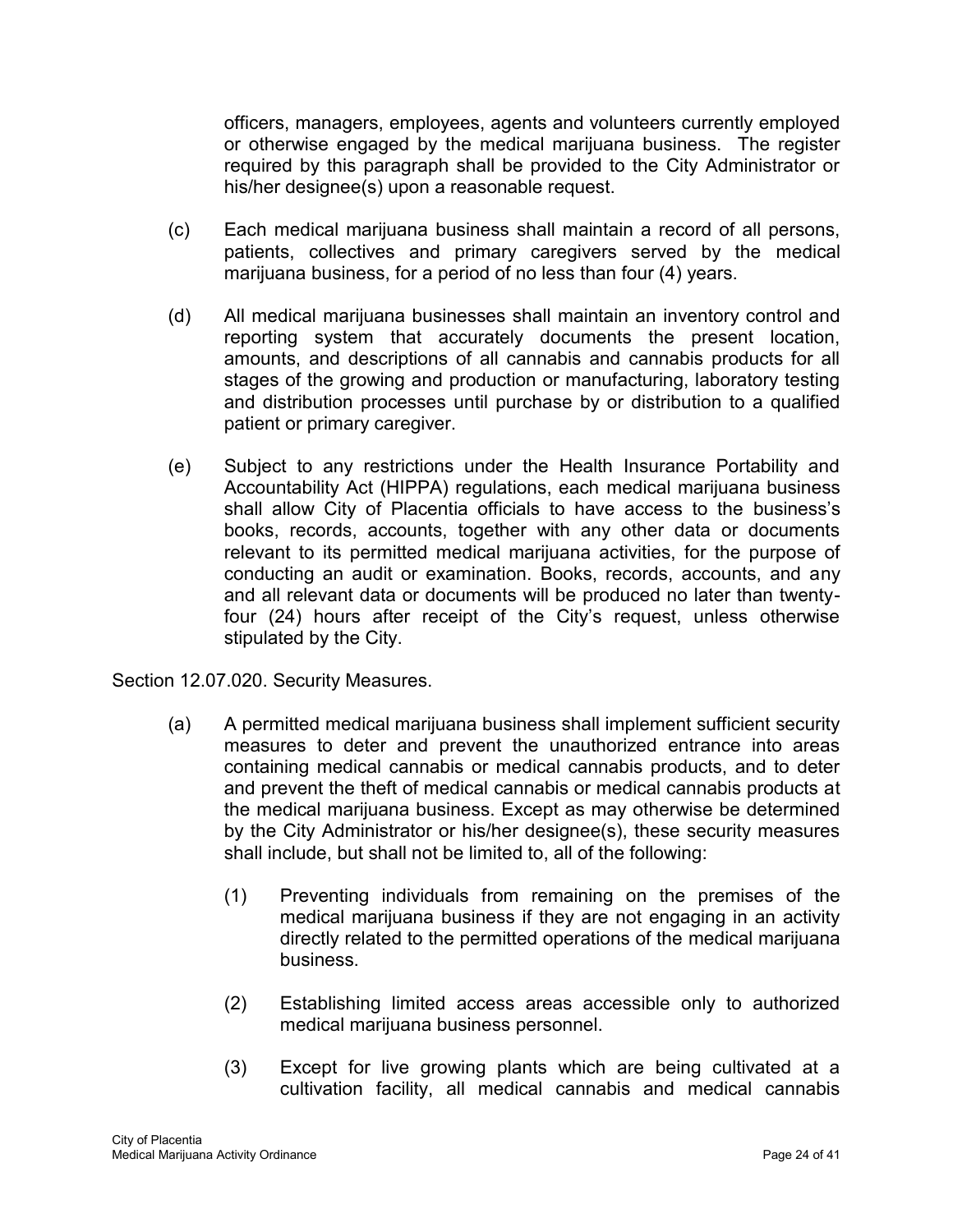officers, managers, employees, agents and volunteers currently employed or otherwise engaged by the medical marijuana business. The register required by this paragraph shall be provided to the City Administrator or his/her designee(s) upon a reasonable request.

(c) Each medical marijuana business shall maintain a record of all persons, patients, collectives and primary caregivers served by the medical marijuana business, for a period of no less than four (4) years.

(d) All medical marijuana businesses shall maintain an inventory control and reporting system that accurately documents the present location, amounts, and descriptions of all cannabis and cannabis products for all stages of the growing and production or manufacturing, laboratory testing and distribution processes until purchase by or distribution to a qualified patient or primary caregiver.

(e) Subject to any restrictions under the Health Insurance Portability and Accountability Act (HIPPA) regulations, each medical marijuana business shall allow City of Placentia officials to have access to the business's books, records, accounts, together with any other data or documents relevant to its permitted medical marijuana activities, for the purpose of conducting an audit or examination. Books, records, accounts, and any and all relevant data or documents will be produced no later than twenty-four (24) hours after receipt of the City's request, unless otherwise stipulated by the City.

Section 12.07.020. Security Measures.

(a) A permitted medical marijuana business shall implement sufficient security measures to deter and prevent the unauthorized entrance into areas containing medical cannabis or medical cannabis products, and to deter and prevent the theft of medical cannabis or medical cannabis products at the medical marijuana business. Except as may otherwise be determined by the City Administrator or his/her designee(s), these security measures shall include, but shall not be limited to, all of the following:

(1) Preventing individuals from remaining on the premises of the medical marijuana business if they are not engaging in an activity directly related to the permitted operations of the medical marijuana business.

(2) Establishing limited access areas accessible only to authorized medical marijuana business personnel.

(3) Except for live growing plants which are being cultivated at a cultivation facility, all medical cannabis and medical cannabis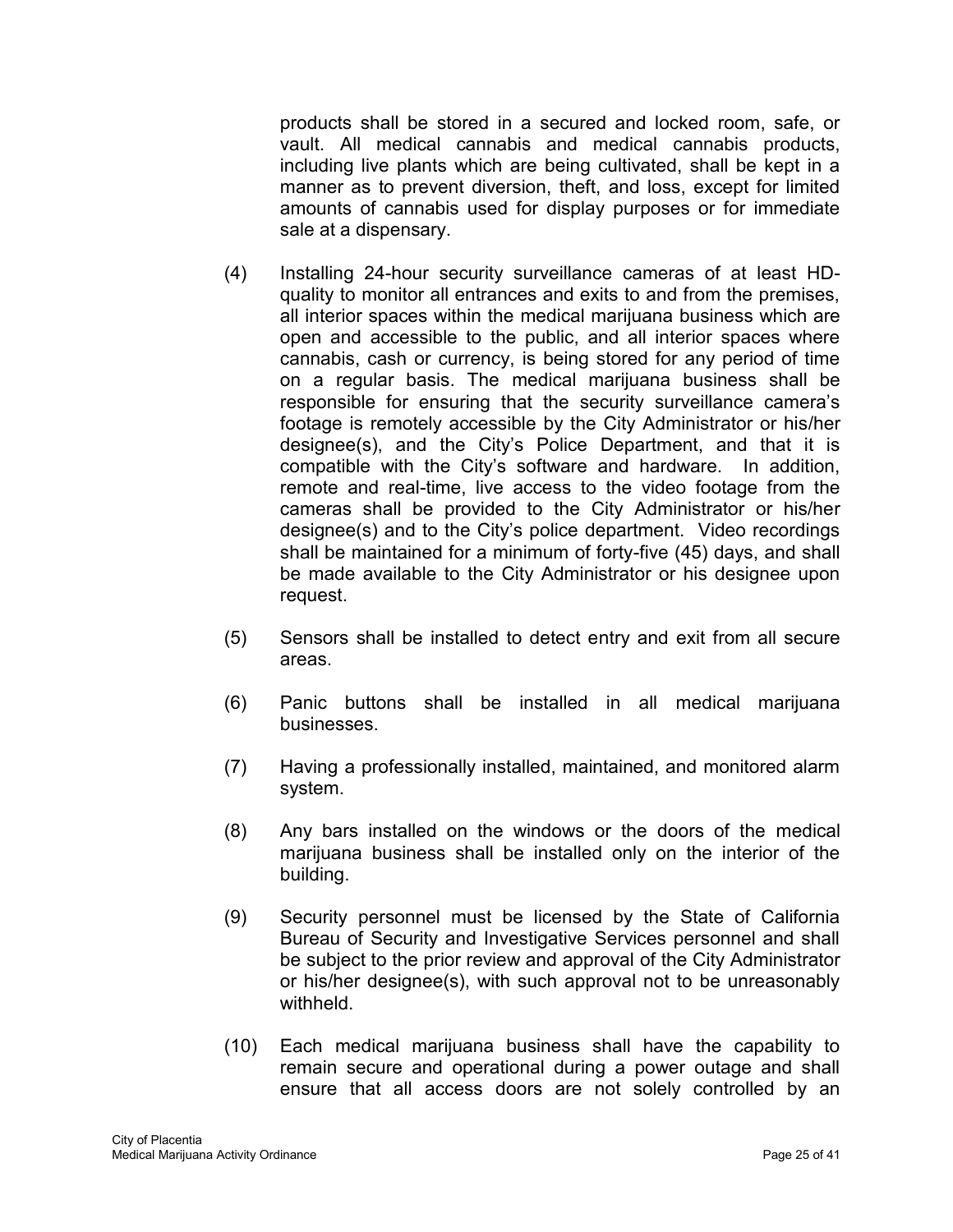products shall be stored in a secured and locked room, safe, or vault. All medical cannabis and medical cannabis products, including live plants which are being cultivated, shall be kept in a manner as to prevent diversion, theft, and loss, except for limited amounts of cannabis used for display purposes or for immediate sale at a dispensary.

(4) Installing 24-hour security surveillance cameras of at least HD-quality to monitor all entrances and exits to and from the premises, all interior spaces within the medical marijuana business which are open and accessible to the public, and all interior spaces where cannabis, cash or currency, is being stored for any period of time on a regular basis. The medical marijuana business shall be responsible for ensuring that the security surveillance camera's footage is remotely accessible by the City Administrator or his/her designee(s), and the City's Police Department, and that it is compatible with the City's software and hardware. In addition, remote and real-time, live access to the video footage from the cameras shall be provided to the City Administrator or his/her designee(s) and to the City's police department. Video recordings shall be maintained for a minimum of forty-five (45) days, and shall be made available to the City Administrator or his designee upon request.

(5) Sensors shall be installed to detect entry and exit from all secure areas.

(6) Panic buttons shall be installed in all medical marijuana businesses.

(7) Having a professionally installed, maintained, and monitored alarm system.

(8) Any bars installed on the windows or the doors of the medical marijuana business shall be installed only on the interior of the building.

(9) Security personnel must be licensed by the State of California Bureau of Security and Investigative Services personnel and shall be subject to the prior review and approval of the City Administrator or his/her designee(s), with such approval not to be unreasonably withheld.

(10) Each medical marijuana business shall have the capability to remain secure and operational during a power outage and shall ensure that all access doors are not solely controlled by an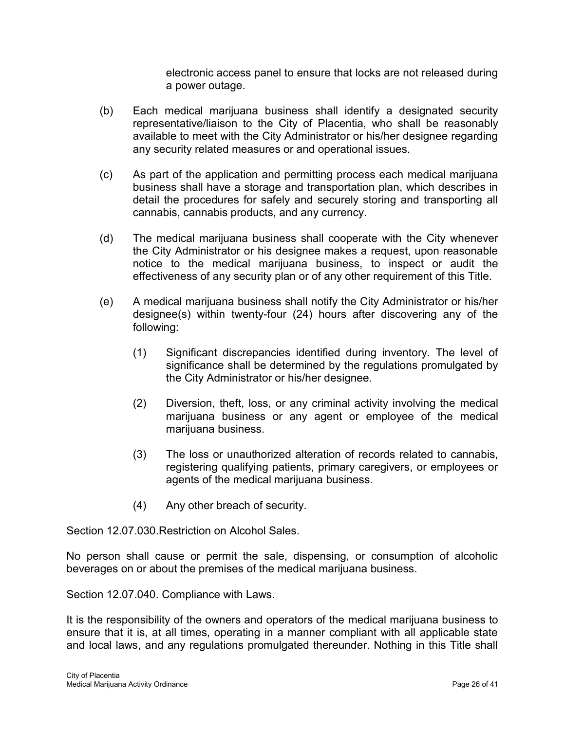electronic access panel to ensure that locks are not released during a power outage.

(b) Each medical marijuana business shall identify a designated security representative/liaison to the City of Placentia, who shall be reasonably available to meet with the City Administrator or his/her designee regarding any security related measures or and operational issues.

(c) As part of the application and permitting process each medical marijuana business shall have a storage and transportation plan, which describes in detail the procedures for safely and securely storing and transporting all cannabis, cannabis products, and any currency.

(d) The medical marijuana business shall cooperate with the City whenever the City Administrator or his designee makes a request, upon reasonable notice to the medical marijuana business, to inspect or audit the effectiveness of any security plan or of any other requirement of this Title.

(e) A medical marijuana business shall notify the City Administrator or his/her designee(s) within twenty-four (24) hours after discovering any of the following:

(1) Significant discrepancies identified during inventory. The level of significance shall be determined by the regulations promulgated by the City Administrator or his/her designee.

(2) Diversion, theft, loss, or any criminal activity involving the medical marijuana business or any agent or employee of the medical marijuana business.

(3) The loss or unauthorized alteration of records related to cannabis, registering qualifying patients, primary caregivers, or employees or agents of the medical marijuana business.

(4) Any other breach of security.

Section 12.07.030.Restriction on Alcohol Sales.

No person shall cause or permit the sale, dispensing, or consumption of alcoholic beverages on or about the premises of the medical marijuana business.

Section 12.07.040. Compliance with Laws.

It is the responsibility of the owners and operators of the medical marijuana business to ensure that it is, at all times, operating in a manner compliant with all applicable state and local laws, and any regulations promulgated thereunder. Nothing in this Title shall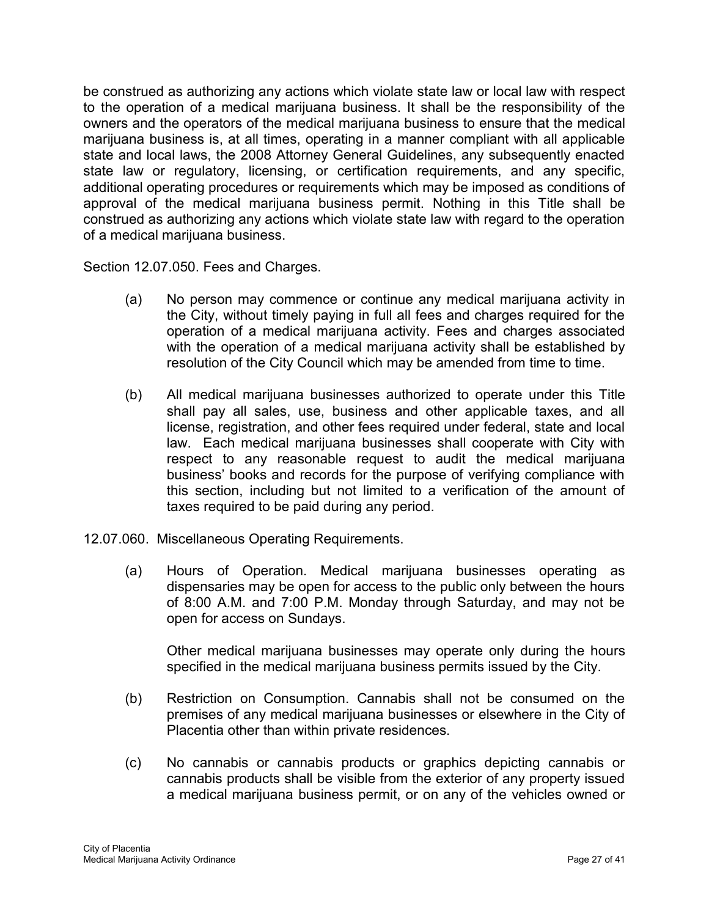be construed as authorizing any actions which violate state law or local law with respect to the operation of a medical marijuana business. It shall be the responsibility of the owners and the operators of the medical marijuana business to ensure that the medical marijuana business is, at all times, operating in a manner compliant with all applicable state and local laws, the 2008 Attorney General Guidelines, any subsequently enacted state law or regulatory, licensing, or certification requirements, and any specific, additional operating procedures or requirements which may be imposed as conditions of approval of the medical marijuana business permit. Nothing in this Title shall be construed as authorizing any actions which violate state law with regard to the operation of a medical marijuana business.

Section 12.07.050. Fees and Charges.

(a) No person may commence or continue any medical marijuana activity in the City, without timely paying in full all fees and charges required for the operation of a medical marijuana activity. Fees and charges associated with the operation of a medical marijuana activity shall be established by resolution of the City Council which may be amended from time to time.

(b) All medical marijuana businesses authorized to operate under this Title shall pay all sales, use, business and other applicable taxes, and all license, registration, and other fees required under federal, state and local law. Each medical marijuana businesses shall cooperate with City with respect to any reasonable request to audit the medical marijuana business' books and records for the purpose of verifying compliance with this section, including but not limited to a verification of the amount of taxes required to be paid during any period.

12.07.060. Miscellaneous Operating Requirements.

(a) Hours of Operation. Medical marijuana businesses operating as dispensaries may be open for access to the public only between the hours of 8:00 A.M. and 7:00 P.M. Monday through Saturday, and may not be open for access on Sundays.

Other medical marijuana businesses may operate only during the hours specified in the medical marijuana business permits issued by the City.

(b) Restriction on Consumption. Cannabis shall not be consumed on the premises of any medical marijuana businesses or elsewhere in the City of Placentia other than within private residences.

(c) No cannabis or cannabis products or graphics depicting cannabis or cannabis products shall be visible from the exterior of any property issued a medical marijuana business permit, or on any of the vehicles owned or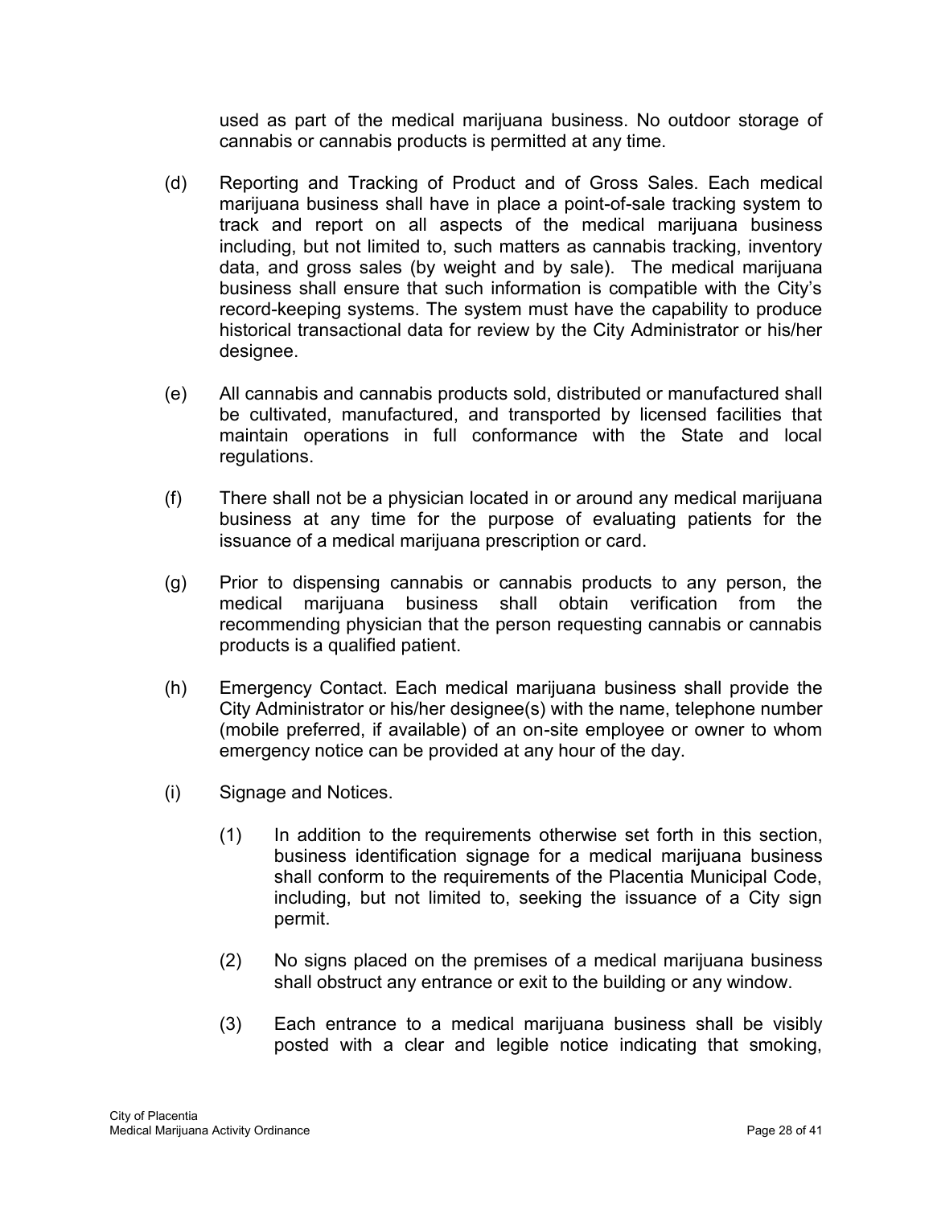used as part of the medical marijuana business. No outdoor storage of cannabis or cannabis products is permitted at any time.

(d) Reporting and Tracking of Product and of Gross Sales. Each medical marijuana business shall have in place a point-of-sale tracking system to track and report on all aspects of the medical marijuana business including, but not limited to, such matters as cannabis tracking, inventory data, and gross sales (by weight and by sale). The medical marijuana business shall ensure that such information is compatible with the City's record-keeping systems. The system must have the capability to produce historical transactional data for review by the City Administrator or his/her designee.

(e) All cannabis and cannabis products sold, distributed or manufactured shall be cultivated, manufactured, and transported by licensed facilities that maintain operations in full conformance with the State and local regulations.

(f) There shall not be a physician located in or around any medical marijuana business at any time for the purpose of evaluating patients for the issuance of a medical marijuana prescription or card.

(g) Prior to dispensing cannabis or cannabis products to any person, the medical marijuana business shall obtain verification from the recommending physician that the person requesting cannabis or cannabis products is a qualified patient.

(h) Emergency Contact. Each medical marijuana business shall provide the City Administrator or his/her designee(s) with the name, telephone number (mobile preferred, if available) of an on-site employee or owner to whom emergency notice can be provided at any hour of the day.

(i) Signage and Notices.

(1) In addition to the requirements otherwise set forth in this section, business identification signage for a medical marijuana business shall conform to the requirements of the Placentia Municipal Code, including, but not limited to, seeking the issuance of a City sign permit.

(2) No signs placed on the premises of a medical marijuana business shall obstruct any entrance or exit to the building or any window.

(3) Each entrance to a medical marijuana business shall be visibly posted with a clear and legible notice indicating that smoking,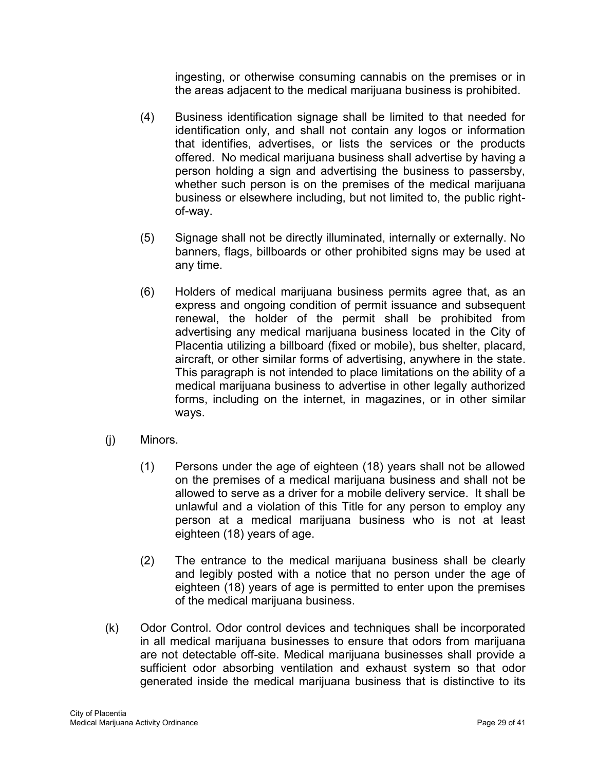ingesting, or otherwise consuming cannabis on the premises or in the areas adjacent to the medical marijuana business is prohibited.

(4) Business identification signage shall be limited to that needed for identification only, and shall not contain any logos or information that identifies, advertises, or lists the services or the products offered. No medical marijuana business shall advertise by having a person holding a sign and advertising the business to passersby, whether such person is on the premises of the medical marijuana business or elsewhere including, but not limited to, the public right-of-way.

(5) Signage shall not be directly illuminated, internally or externally. No banners, flags, billboards or other prohibited signs may be used at any time.

(6) Holders of medical marijuana business permits agree that, as an express and ongoing condition of permit issuance and subsequent renewal, the holder of the permit shall be prohibited from advertising any medical marijuana business located in the City of Placentia utilizing a billboard (fixed or mobile), bus shelter, placard, aircraft, or other similar forms of advertising, anywhere in the state. This paragraph is not intended to place limitations on the ability of a medical marijuana business to advertise in other legally authorized forms, including on the internet, in magazines, or in other similar ways.

(j) Minors.

(1) Persons under the age of eighteen (18) years shall not be allowed on the premises of a medical marijuana business and shall not be allowed to serve as a driver for a mobile delivery service. It shall be unlawful and a violation of this Title for any person to employ any person at a medical marijuana business who is not at least eighteen (18) years of age.

(2) The entrance to the medical marijuana business shall be clearly and legibly posted with a notice that no person under the age of eighteen (18) years of age is permitted to enter upon the premises of the medical marijuana business.

(k) Odor Control. Odor control devices and techniques shall be incorporated in all medical marijuana businesses to ensure that odors from marijuana are not detectable off-site. Medical marijuana businesses shall provide a sufficient odor absorbing ventilation and exhaust system so that odor generated inside the medical marijuana business that is distinctive to its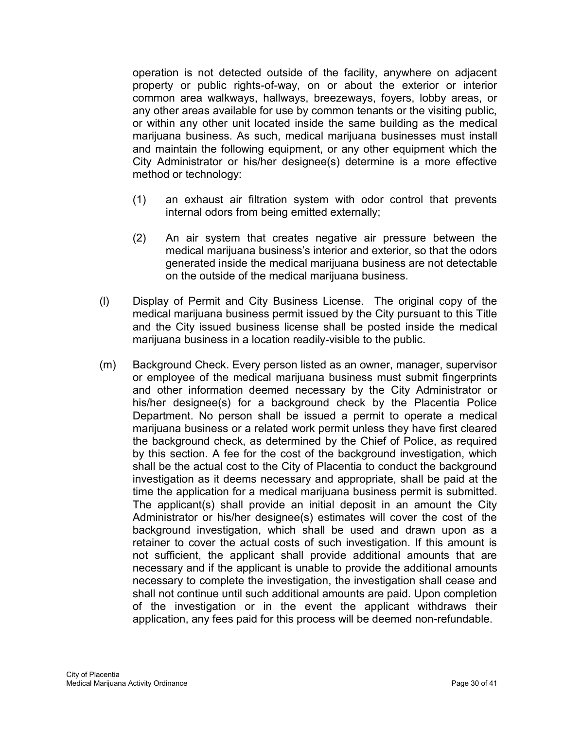operation is not detected outside of the facility, anywhere on adjacent property or public rights-of-way, on or about the exterior or interior common area walkways, hallways, breezeways, foyers, lobby areas, or any other areas available for use by common tenants or the visiting public, or within any other unit located inside the same building as the medical marijuana business. As such, medical marijuana businesses must install and maintain the following equipment, or any other equipment which the City Administrator or his/her designee(s) determine is a more effective method or technology:

(1) an exhaust air filtration system with odor control that prevents internal odors from being emitted externally;

(2) An air system that creates negative air pressure between the medical marijuana business's interior and exterior, so that the odors generated inside the medical marijuana business are not detectable on the outside of the medical marijuana business.

(l) Display of Permit and City Business License. The original copy of the medical marijuana business permit issued by the City pursuant to this Title and the City issued business license shall be posted inside the medical marijuana business in a location readily-visible to the public.

(m) Background Check. Every person listed as an owner, manager, supervisor or employee of the medical marijuana business must submit fingerprints and other information deemed necessary by the City Administrator or his/her designee(s) for a background check by the Placentia Police Department. No person shall be issued a permit to operate a medical marijuana business or a related work permit unless they have first cleared the background check, as determined by the Chief of Police, as required by this section. A fee for the cost of the background investigation, which shall be the actual cost to the City of Placentia to conduct the background investigation as it deems necessary and appropriate, shall be paid at the time the application for a medical marijuana business permit is submitted. The applicant(s) shall provide an initial deposit in an amount the City Administrator or his/her designee(s) estimates will cover the cost of the background investigation, which shall be used and drawn upon as a retainer to cover the actual costs of such investigation. If this amount is not sufficient, the applicant shall provide additional amounts that are necessary and if the applicant is unable to provide the additional amounts necessary to complete the investigation, the investigation shall cease and shall not continue until such additional amounts are paid. Upon completion of the investigation or in the event the applicant withdraws their application, any fees paid for this process will be deemed non-refundable.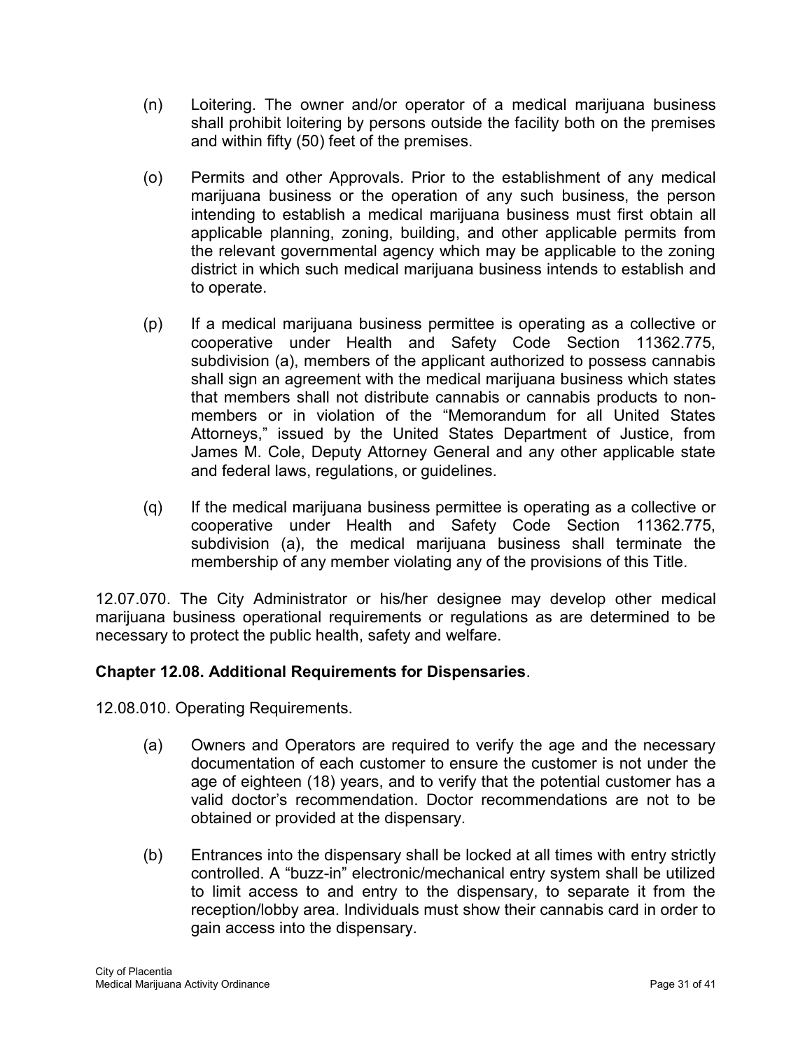(n) Loitering. The owner and/or operator of a medical marijuana business shall prohibit loitering by persons outside the facility both on the premises and within fifty (50) feet of the premises.

(o) Permits and other Approvals. Prior to the establishment of any medical marijuana business or the operation of any such business, the person intending to establish a medical marijuana business must first obtain all applicable planning, zoning, building, and other applicable permits from the relevant governmental agency which may be applicable to the zoning district in which such medical marijuana business intends to establish and to operate.

(p) If a medical marijuana business permittee is operating as a collective or cooperative under Health and Safety Code Section 11362.775, subdivision (a), members of the applicant authorized to possess cannabis shall sign an agreement with the medical marijuana business which states that members shall not distribute cannabis or cannabis products to non-members or in violation of the "Memorandum for all United States Attorneys," issued by the United States Department of Justice, from James M. Cole, Deputy Attorney General and any other applicable state and federal laws, regulations, or guidelines.

(q) If the medical marijuana business permittee is operating as a collective or cooperative under Health and Safety Code Section 11362.775, subdivision (a), the medical marijuana business shall terminate the membership of any member violating any of the provisions of this Title.

12.07.070. The City Administrator or his/her designee may develop other medical marijuana business operational requirements or regulations as are determined to be necessary to protect the public health, safety and welfare.

**Chapter 12.08. Additional Requirements for Dispensaries**.

12.08.010. Operating Requirements.

(a) Owners and Operators are required to verify the age and the necessary documentation of each customer to ensure the customer is not under the age of eighteen (18) years, and to verify that the potential customer has a valid doctor's recommendation. Doctor recommendations are not to be obtained or provided at the dispensary.

(b) Entrances into the dispensary shall be locked at all times with entry strictly controlled. A "buzz-in" electronic/mechanical entry system shall be utilized to limit access to and entry to the dispensary, to separate it from the reception/lobby area. Individuals must show their cannabis card in order to gain access into the dispensary.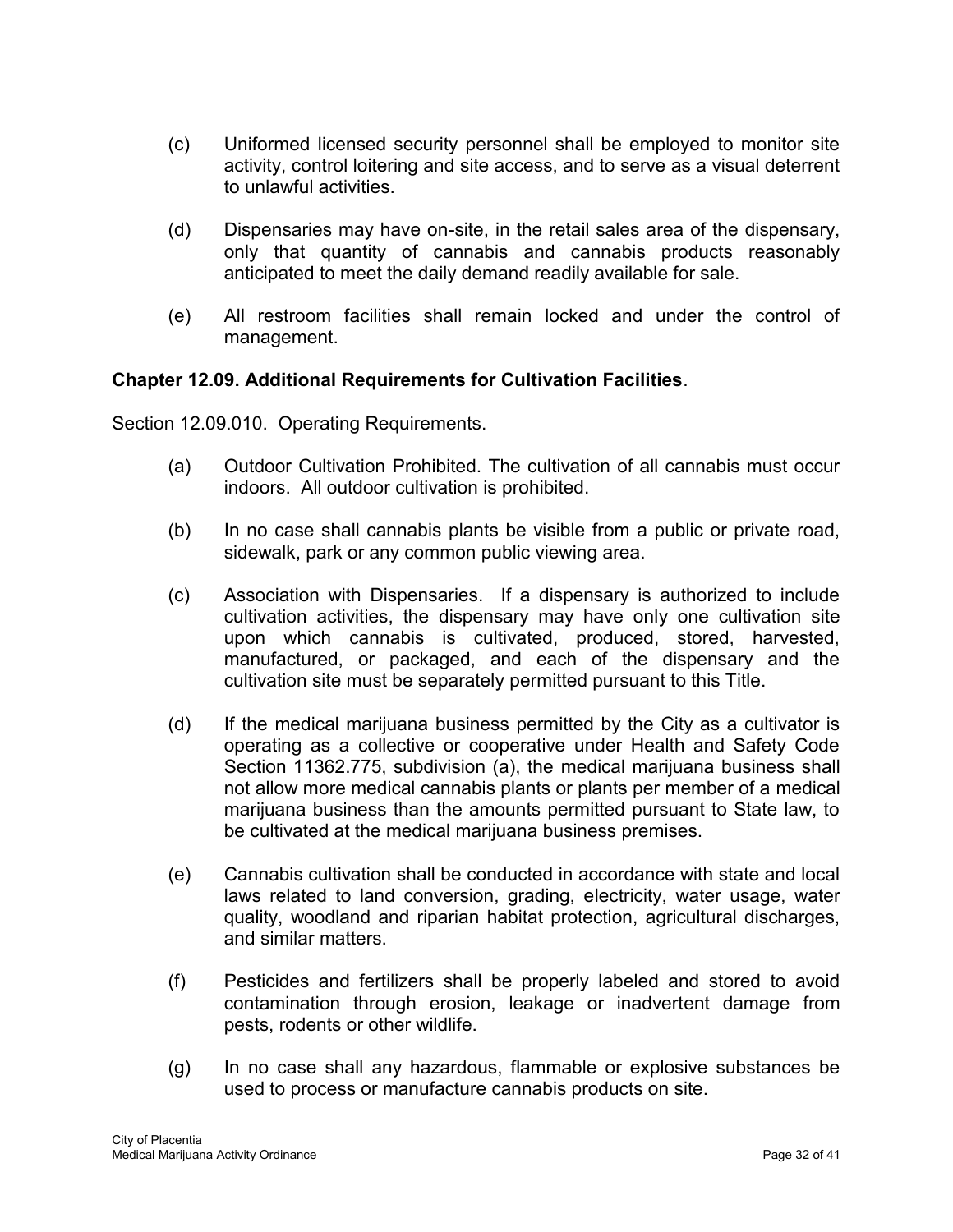(c) Uniformed licensed security personnel shall be employed to monitor site activity, control loitering and site access, and to serve as a visual deterrent to unlawful activities.

(d) Dispensaries may have on-site, in the retail sales area of the dispensary, only that quantity of cannabis and cannabis products reasonably anticipated to meet the daily demand readily available for sale.

(e) All restroom facilities shall remain locked and under the control of management.

**Chapter 12.09. Additional Requirements for Cultivation Facilities**.

Section 12.09.010. Operating Requirements.

(a) Outdoor Cultivation Prohibited. The cultivation of all cannabis must occur indoors. All outdoor cultivation is prohibited.

(b) In no case shall cannabis plants be visible from a public or private road, sidewalk, park or any common public viewing area.

(c) Association with Dispensaries. If a dispensary is authorized to include cultivation activities, the dispensary may have only one cultivation site upon which cannabis is cultivated, produced, stored, harvested, manufactured, or packaged, and each of the dispensary and the cultivation site must be separately permitted pursuant to this Title.

(d) If the medical marijuana business permitted by the City as a cultivator is operating as a collective or cooperative under Health and Safety Code Section 11362.775, subdivision (a), the medical marijuana business shall not allow more medical cannabis plants or plants per member of a medical marijuana business than the amounts permitted pursuant to State law, to be cultivated at the medical marijuana business premises.

(e) Cannabis cultivation shall be conducted in accordance with state and local laws related to land conversion, grading, electricity, water usage, water quality, woodland and riparian habitat protection, agricultural discharges, and similar matters.

(f) Pesticides and fertilizers shall be properly labeled and stored to avoid contamination through erosion, leakage or inadvertent damage from pests, rodents or other wildlife.

(g) In no case shall any hazardous, flammable or explosive substances be used to process or manufacture cannabis products on site.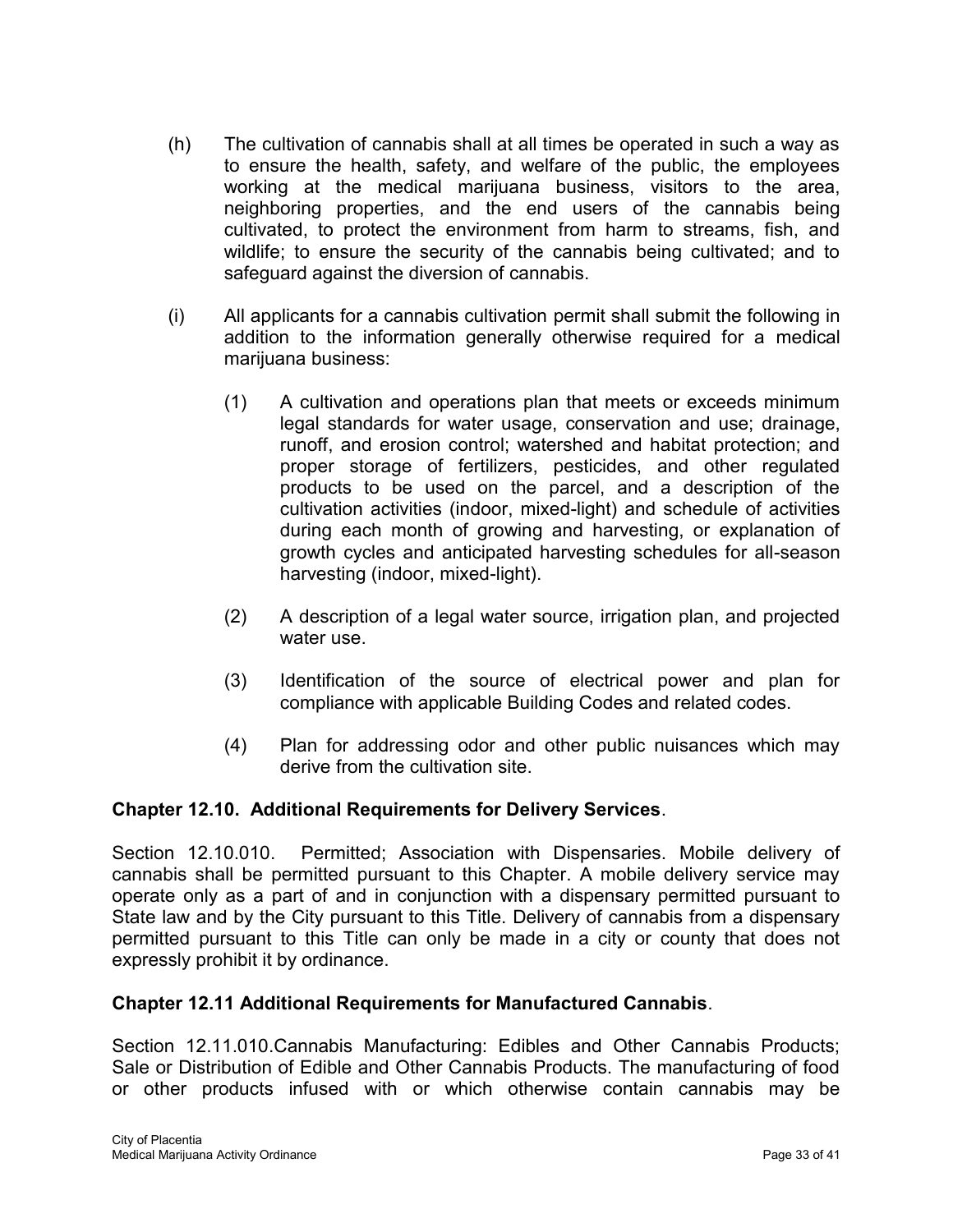(h) The cultivation of cannabis shall at all times be operated in such a way as to ensure the health, safety, and welfare of the public, the employees working at the medical marijuana business, visitors to the area, neighboring properties, and the end users of the cannabis being cultivated, to protect the environment from harm to streams, fish, and wildlife; to ensure the security of the cannabis being cultivated; and to safeguard against the diversion of cannabis.

(i) All applicants for a cannabis cultivation permit shall submit the following in addition to the information generally otherwise required for a medical marijuana business:

(1) A cultivation and operations plan that meets or exceeds minimum legal standards for water usage, conservation and use; drainage, runoff, and erosion control; watershed and habitat protection; and proper storage of fertilizers, pesticides, and other regulated products to be used on the parcel, and a description of the cultivation activities (indoor, mixed-light) and schedule of activities during each month of growing and harvesting, or explanation of growth cycles and anticipated harvesting schedules for all-season harvesting (indoor, mixed-light).

(2) A description of a legal water source, irrigation plan, and projected water use.

(3) Identification of the source of electrical power and plan for compliance with applicable Building Codes and related codes.

(4) Plan for addressing odor and other public nuisances which may derive from the cultivation site.

**Chapter 12.10. Additional Requirements for Delivery Services**.

Section 12.10.010. Permitted; Association with Dispensaries. Mobile delivery of cannabis shall be permitted pursuant to this Chapter. A mobile delivery service may operate only as a part of and in conjunction with a dispensary permitted pursuant to State law and by the City pursuant to this Title. Delivery of cannabis from a dispensary permitted pursuant to this Title can only be made in a city or county that does not expressly prohibit it by ordinance.

**Chapter 12.11 Additional Requirements for Manufactured Cannabis**.

Section 12.11.010.Cannabis Manufacturing: Edibles and Other Cannabis Products; Sale or Distribution of Edible and Other Cannabis Products. The manufacturing of food or other products infused with or which otherwise contain cannabis may be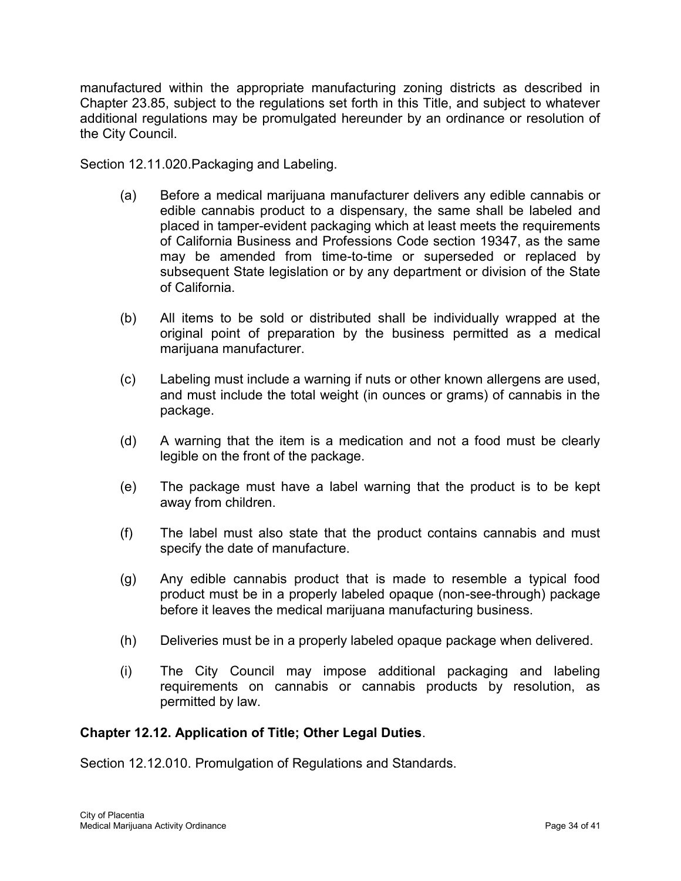manufactured within the appropriate manufacturing zoning districts as described in Chapter 23.85, subject to the regulations set forth in this Title, and subject to whatever additional regulations may be promulgated hereunder by an ordinance or resolution of the City Council.

Section 12.11.020.Packaging and Labeling.

(a) Before a medical marijuana manufacturer delivers any edible cannabis or edible cannabis product to a dispensary, the same shall be labeled and placed in tamper-evident packaging which at least meets the requirements of California Business and Professions Code section 19347, as the same may be amended from time-to-time or superseded or replaced by subsequent State legislation or by any department or division of the State of California.

(b) All items to be sold or distributed shall be individually wrapped at the original point of preparation by the business permitted as a medical marijuana manufacturer.

(c) Labeling must include a warning if nuts or other known allergens are used, and must include the total weight (in ounces or grams) of cannabis in the package.

(d) A warning that the item is a medication and not a food must be clearly legible on the front of the package.

(e) The package must have a label warning that the product is to be kept away from children.

(f) The label must also state that the product contains cannabis and must specify the date of manufacture.

(g) Any edible cannabis product that is made to resemble a typical food product must be in a properly labeled opaque (non-see-through) package before it leaves the medical marijuana manufacturing business.

(h) Deliveries must be in a properly labeled opaque package when delivered.

(i) The City Council may impose additional packaging and labeling requirements on cannabis or cannabis products by resolution, as permitted by law.

**Chapter 12.12. Application of Title; Other Legal Duties**.

Section 12.12.010. Promulgation of Regulations and Standards.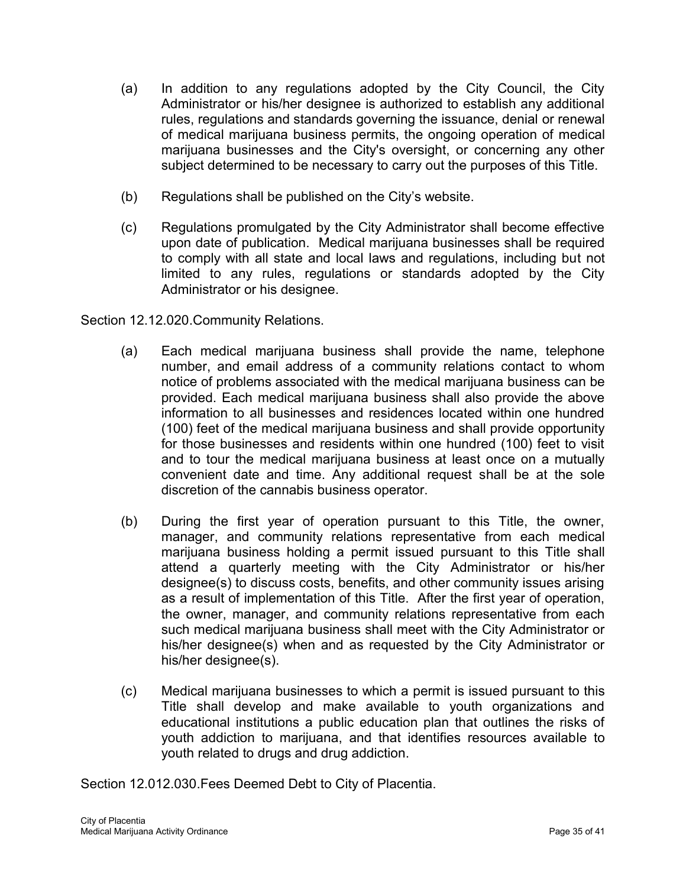(a) In addition to any regulations adopted by the City Council, the City Administrator or his/her designee is authorized to establish any additional rules, regulations and standards governing the issuance, denial or renewal of medical marijuana business permits, the ongoing operation of medical marijuana businesses and the City's oversight, or concerning any other subject determined to be necessary to carry out the purposes of this Title.

(b) Regulations shall be published on the City's website.

(c) Regulations promulgated by the City Administrator shall become effective upon date of publication. Medical marijuana businesses shall be required to comply with all state and local laws and regulations, including but not limited to any rules, regulations or standards adopted by the City Administrator or his designee.

Section 12.12.020.Community Relations.

(a) Each medical marijuana business shall provide the name, telephone number, and email address of a community relations contact to whom notice of problems associated with the medical marijuana business can be provided. Each medical marijuana business shall also provide the above information to all businesses and residences located within one hundred (100) feet of the medical marijuana business and shall provide opportunity for those businesses and residents within one hundred (100) feet to visit and to tour the medical marijuana business at least once on a mutually convenient date and time. Any additional request shall be at the sole discretion of the cannabis business operator.

(b) During the first year of operation pursuant to this Title, the owner, manager, and community relations representative from each medical marijuana business holding a permit issued pursuant to this Title shall attend a quarterly meeting with the City Administrator or his/her designee(s) to discuss costs, benefits, and other community issues arising as a result of implementation of this Title. After the first year of operation, the owner, manager, and community relations representative from each such medical marijuana business shall meet with the City Administrator or his/her designee(s) when and as requested by the City Administrator or his/her designee(s).

(c) Medical marijuana businesses to which a permit is issued pursuant to this Title shall develop and make available to youth organizations and educational institutions a public education plan that outlines the risks of youth addiction to marijuana, and that identifies resources available to youth related to drugs and drug addiction.

Section 12.012.030.Fees Deemed Debt to City of Placentia.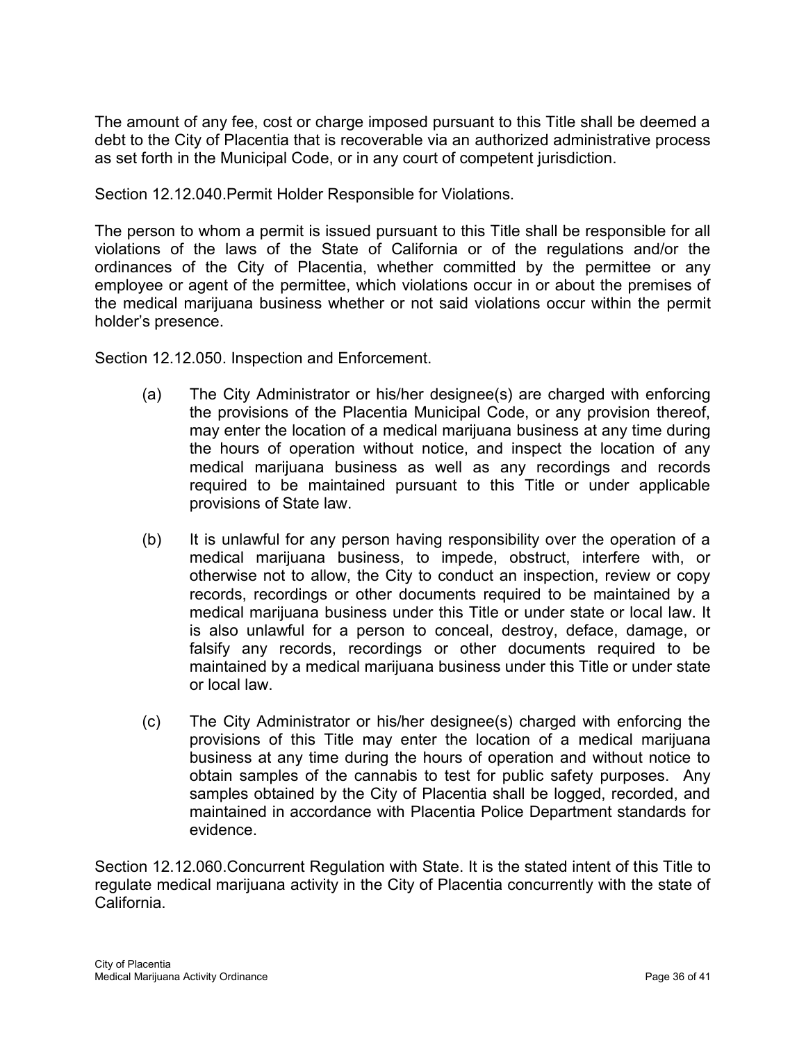The amount of any fee, cost or charge imposed pursuant to this Title shall be deemed a debt to the City of Placentia that is recoverable via an authorized administrative process as set forth in the Municipal Code, or in any court of competent jurisdiction.

Section 12.12.040.Permit Holder Responsible for Violations.

The person to whom a permit is issued pursuant to this Title shall be responsible for all violations of the laws of the State of California or of the regulations and/or the ordinances of the City of Placentia, whether committed by the permittee or any employee or agent of the permittee, which violations occur in or about the premises of the medical marijuana business whether or not said violations occur within the permit holder's presence.

Section 12.12.050. Inspection and Enforcement.

(a) The City Administrator or his/her designee(s) are charged with enforcing the provisions of the Placentia Municipal Code, or any provision thereof, may enter the location of a medical marijuana business at any time during the hours of operation without notice, and inspect the location of any medical marijuana business as well as any recordings and records required to be maintained pursuant to this Title or under applicable provisions of State law.

(b) It is unlawful for any person having responsibility over the operation of a medical marijuana business, to impede, obstruct, interfere with, or otherwise not to allow, the City to conduct an inspection, review or copy records, recordings or other documents required to be maintained by a medical marijuana business under this Title or under state or local law. It is also unlawful for a person to conceal, destroy, deface, damage, or falsify any records, recordings or other documents required to be maintained by a medical marijuana business under this Title or under state or local law.

(c) The City Administrator or his/her designee(s) charged with enforcing the provisions of this Title may enter the location of a medical marijuana business at any time during the hours of operation and without notice to obtain samples of the cannabis to test for public safety purposes. Any samples obtained by the City of Placentia shall be logged, recorded, and maintained in accordance with Placentia Police Department standards for evidence.

Section 12.12.060.Concurrent Regulation with State. It is the stated intent of this Title to regulate medical marijuana activity in the City of Placentia concurrently with the state of California.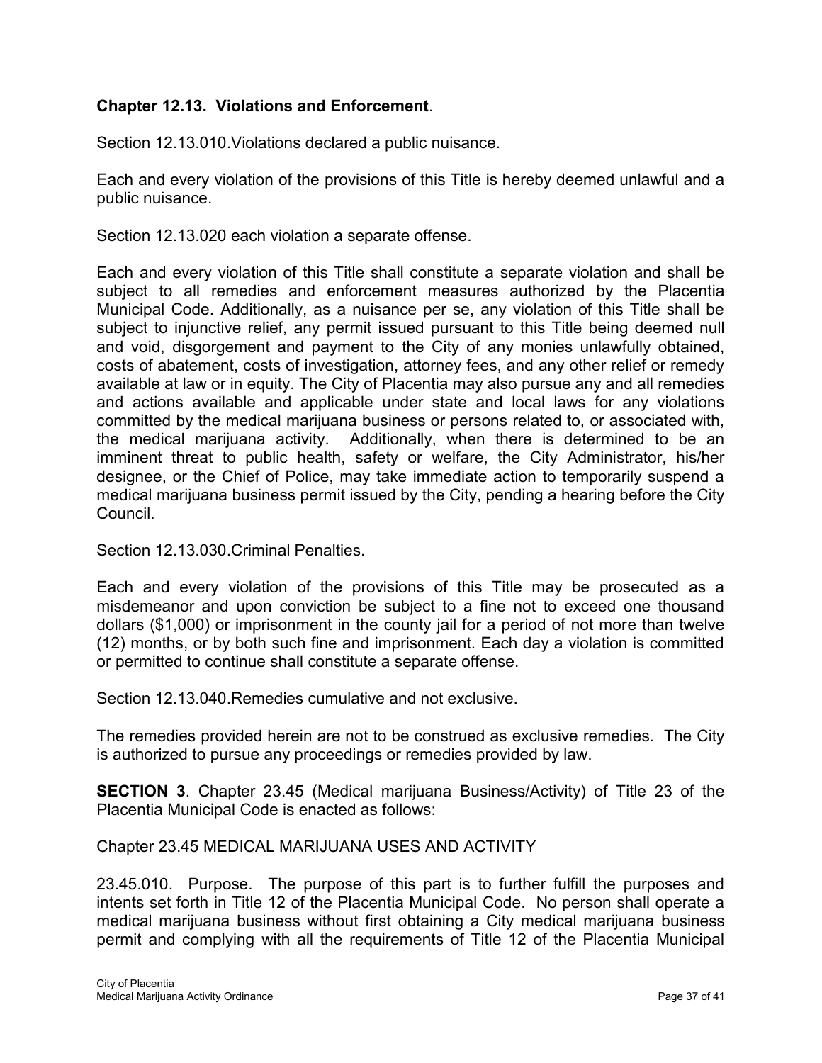**Chapter 12.13. Violations and Enforcement**.

Section 12.13.010.Violations declared a public nuisance.

Each and every violation of the provisions of this Title is hereby deemed unlawful and a public nuisance.

Section 12.13.020 each violation a separate offense.

Each and every violation of this Title shall constitute a separate violation and shall be subject to all remedies and enforcement measures authorized by the Placentia Municipal Code. Additionally, as a nuisance per se, any violation of this Title shall be subject to injunctive relief, any permit issued pursuant to this Title being deemed null and void, disgorgement and payment to the City of any monies unlawfully obtained, costs of abatement, costs of investigation, attorney fees, and any other relief or remedy available at law or in equity. The City of Placentia may also pursue any and all remedies and actions available and applicable under state and local laws for any violations committed by the medical marijuana business or persons related to, or associated with, the medical marijuana activity. Additionally, when there is determined to be an imminent threat to public health, safety or welfare, the City Administrator, his/her designee, or the Chief of Police, may take immediate action to temporarily suspend a medical marijuana business permit issued by the City, pending a hearing before the City Council.

Section 12.13.030.Criminal Penalties.

Each and every violation of the provisions of this Title may be prosecuted as a misdemeanor and upon conviction be subject to a fine not to exceed one thousand dollars ($1,000) or imprisonment in the county jail for a period of not more than twelve (12) months, or by both such fine and imprisonment. Each day a violation is committed or permitted to continue shall constitute a separate offense.

Section 12.13.040.Remedies cumulative and not exclusive.

The remedies provided herein are not to be construed as exclusive remedies. The City is authorized to pursue any proceedings or remedies provided by law.

**SECTION 3**. Chapter 23.45 (Medical marijuana Business/Activity) of Title 23 of the Placentia Municipal Code is enacted as follows:

Chapter 23.45 MEDICAL MARIJUANA USES AND ACTIVITY

23.45.010. Purpose. The purpose of this part is to further fulfill the purposes and intents set forth in Title 12 of the Placentia Municipal Code. No person shall operate a medical marijuana business without first obtaining a City medical marijuana business permit and complying with all the requirements of Title 12 of the Placentia Municipal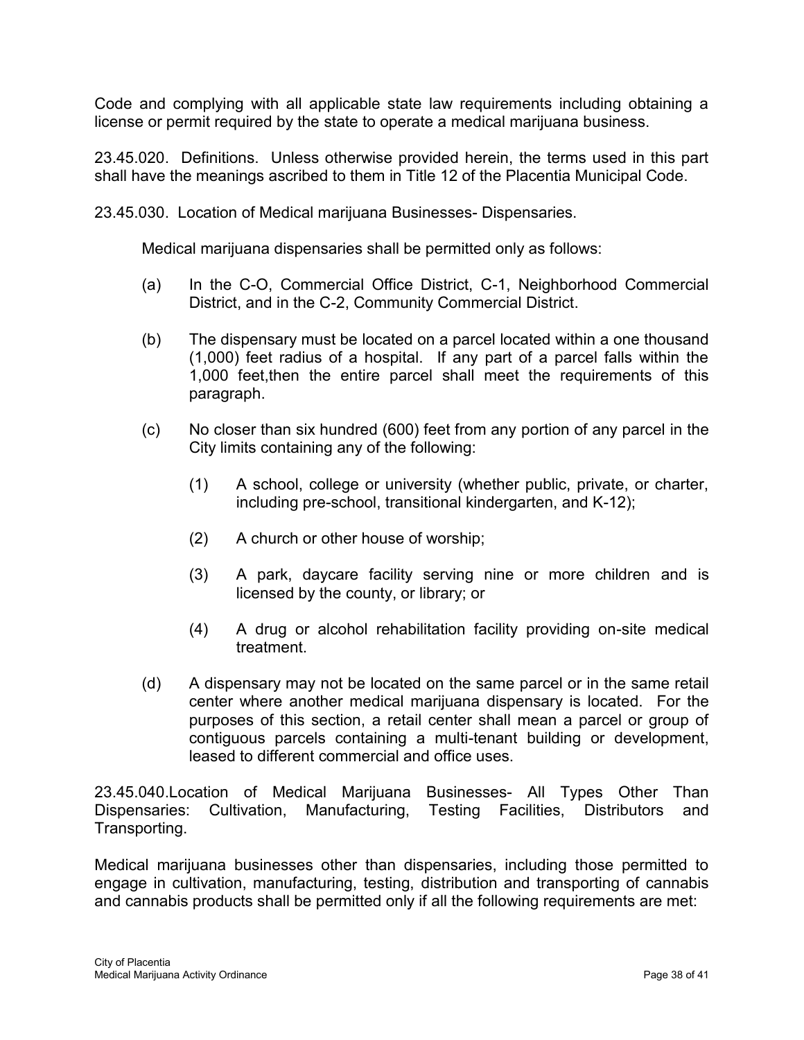Code and complying with all applicable state law requirements including obtaining a license or permit required by the state to operate a medical marijuana business.

23.45.020. Definitions. Unless otherwise provided herein, the terms used in this part shall have the meanings ascribed to them in Title 12 of the Placentia Municipal Code.

23.45.030. Location of Medical marijuana Businesses- Dispensaries.

Medical marijuana dispensaries shall be permitted only as follows:

(a) In the C-O, Commercial Office District, C-1, Neighborhood Commercial District, and in the C-2, Community Commercial District.

(b) The dispensary must be located on a parcel located within a one thousand (1,000) feet radius of a hospital. If any part of a parcel falls within the 1,000 feet,then the entire parcel shall meet the requirements of this paragraph.

(c) No closer than six hundred (600) feet from any portion of any parcel in the City limits containing any of the following:

(1) A school, college or university (whether public, private, or charter, including pre-school, transitional kindergarten, and K-12);

(2) A church or other house of worship;

(3) A park, daycare facility serving nine or more children and is licensed by the county, or library; or

(4) A drug or alcohol rehabilitation facility providing on-site medical treatment.

(d) A dispensary may not be located on the same parcel or in the same retail center where another medical marijuana dispensary is located. For the purposes of this section, a retail center shall mean a parcel or group of contiguous parcels containing a multi-tenant building or development, leased to different commercial and office uses.

23.45.040.Location of Medical Marijuana Businesses- All Types Other Than Dispensaries: Cultivation, Manufacturing, Testing Facilities, Distributors and Transporting.

Medical marijuana businesses other than dispensaries, including those permitted to engage in cultivation, manufacturing, testing, distribution and transporting of cannabis and cannabis products shall be permitted only if all the following requirements are met: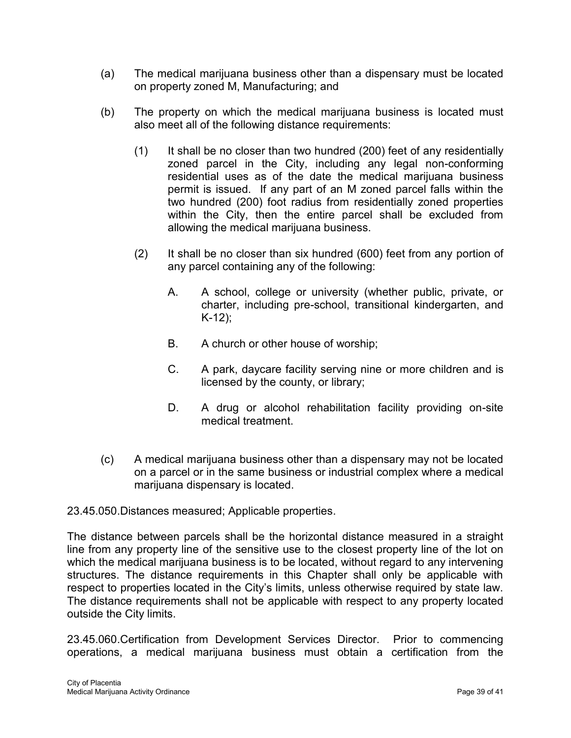(a) The medical marijuana business other than a dispensary must be located on property zoned M, Manufacturing; and

(b) The property on which the medical marijuana business is located must also meet all of the following distance requirements:

(1) It shall be no closer than two hundred (200) feet of any residentially zoned parcel in the City, including any legal non-conforming residential uses as of the date the medical marijuana business permit is issued. If any part of an M zoned parcel falls within the two hundred (200) foot radius from residentially zoned properties within the City, then the entire parcel shall be excluded from allowing the medical marijuana business.

(2) It shall be no closer than six hundred (600) feet from any portion of any parcel containing any of the following:

A. A school, college or university (whether public, private, or charter, including pre-school, transitional kindergarten, and K-12);

B. A church or other house of worship;

C. A park, daycare facility serving nine or more children and is licensed by the county, or library;

D. A drug or alcohol rehabilitation facility providing on-site medical treatment.

(c) A medical marijuana business other than a dispensary may not be located on a parcel or in the same business or industrial complex where a medical marijuana dispensary is located.

23.45.050.Distances measured; Applicable properties.

The distance between parcels shall be the horizontal distance measured in a straight line from any property line of the sensitive use to the closest property line of the lot on which the medical marijuana business is to be located, without regard to any intervening structures. The distance requirements in this Chapter shall only be applicable with respect to properties located in the City's limits, unless otherwise required by state law. The distance requirements shall not be applicable with respect to any property located outside the City limits.

23.45.060.Certification from Development Services Director. Prior to commencing operations, a medical marijuana business must obtain a certification from the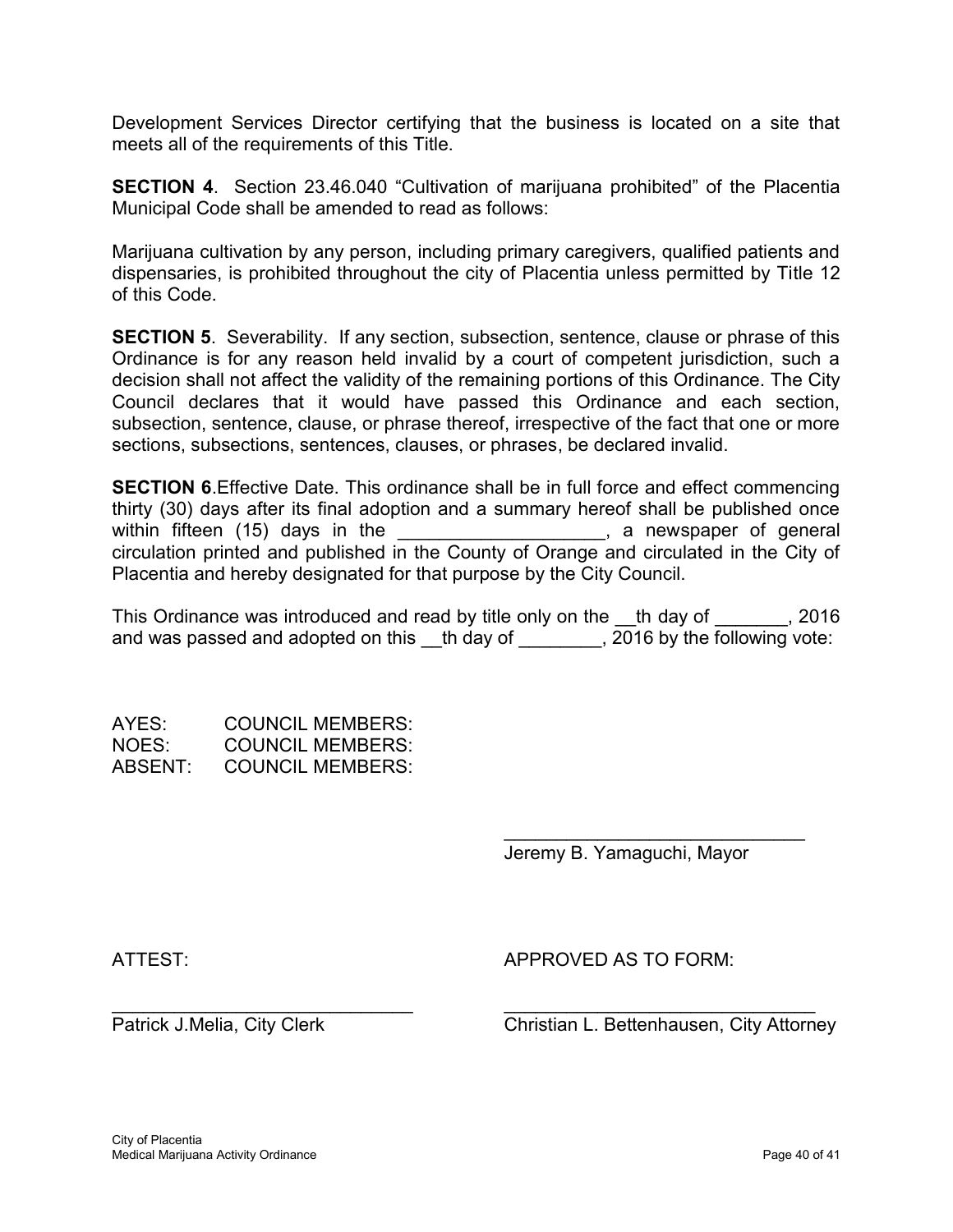Development Services Director certifying that the business is located on a site that meets all of the requirements of this Title.

**SECTION 4**. Section 23.46.040 "Cultivation of marijuana prohibited" of the Placentia Municipal Code shall be amended to read as follows:

Marijuana cultivation by any person, including primary caregivers, qualified patients and dispensaries, is prohibited throughout the city of Placentia unless permitted by Title 12 of this Code.

**SECTION 5**. Severability. If any section, subsection, sentence, clause or phrase of this Ordinance is for any reason held invalid by a court of competent jurisdiction, such a decision shall not affect the validity of the remaining portions of this Ordinance. The City Council declares that it would have passed this Ordinance and each section, subsection, sentence, clause, or phrase thereof, irrespective of the fact that one or more sections, subsections, sentences, clauses, or phrases, be declared invalid.

**SECTION 6**.Effective Date. This ordinance shall be in full force and effect commencing thirty (30) days after its final adoption and a summary hereof shall be published once within fifteen (15) days in the ____________________, a newspaper of general circulation printed and published in the County of Orange and circulated in the City of Placentia and hereby designated for that purpose by the City Council.

This Ordinance was introduced and read by title only on the __th day of _______, 2016 and was passed and adopted on this __th day of ________, 2016 by the following vote:

AYES: COUNCIL MEMBERS:
NOES: COUNCIL MEMBERS:
ABSENT: COUNCIL MEMBERS:

______________________________
Jeremy B. Yamaguchi, Mayor

ATTEST:

______________________________
Patrick J.Melia, City Clerk

APPROVED AS TO FORM:

______________________________
Christian L. Bettenhausen, City Attorney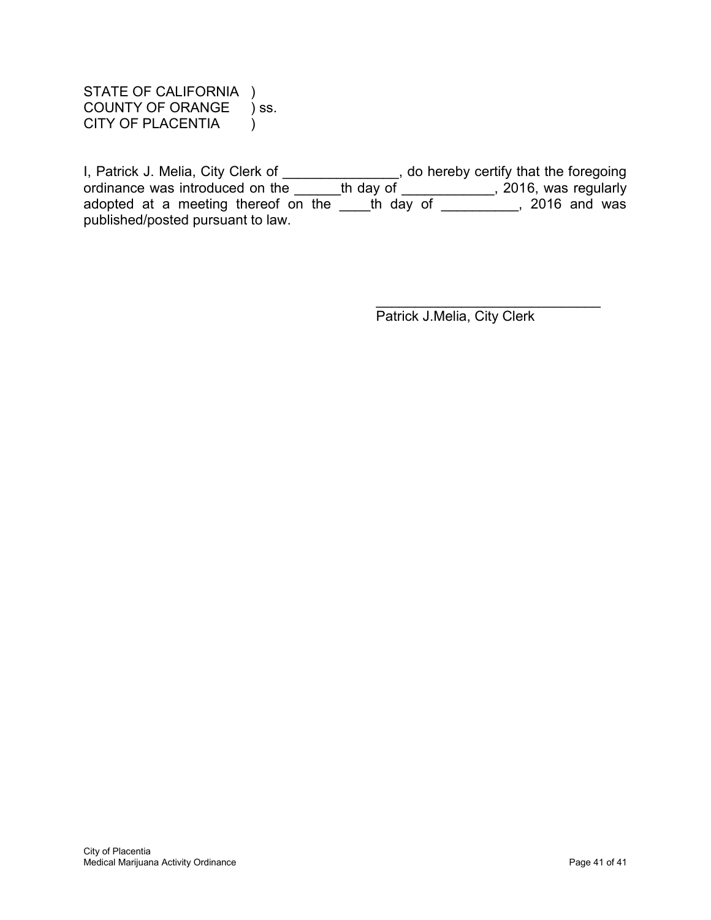STATE OF CALIFORNIA )
COUNTY OF ORANGE ) ss.
CITY OF PLACENTIA )

I, Patrick J. Melia, City Clerk of _______________, do hereby certify that the foregoing ordinance was introduced on the ______th day of ____________, 2016, was regularly adopted at a meeting thereof on the ____th day of __________, 2016 and was published/posted pursuant to law.

_____________________________
Patrick J.Melia, City Clerk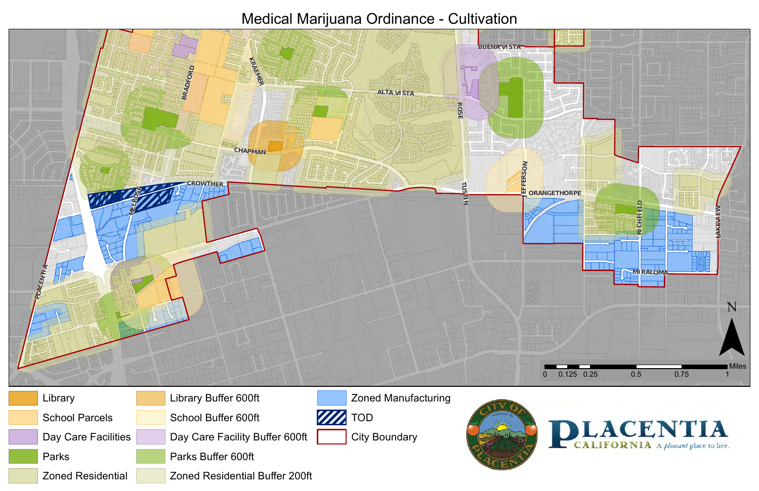# Medical Marijuana Ordinance - Cultivation

BUENA VISTA
ALTA VISTA
BRADFORD
KRAEMER
ROSE
CHAPMAN
CROWTHER
MELROSE
TUSTIN
JEFFERSON
ORANGETHORPE
RICHFIELD
LAKEVIEW
MIRALOMA
PLACENTIA

N

Miles
0 0.125 0.25 0.5 0.75 1

Library
School Parcels
Day Care Facilities
Parks
Zoned Residential
Library Buffer 600ft
School Buffer 600ft
Day Care Facility Buffer 600ft
Parks Buffer 600ft
Zoned Residential Buffer 200ft
Zoned Manufacturing
TOD
City Boundary

CITY OF PLACENTIA
INCORPORATED 1926

PLACENTIA
CALIFORNIA A pleasant place to live.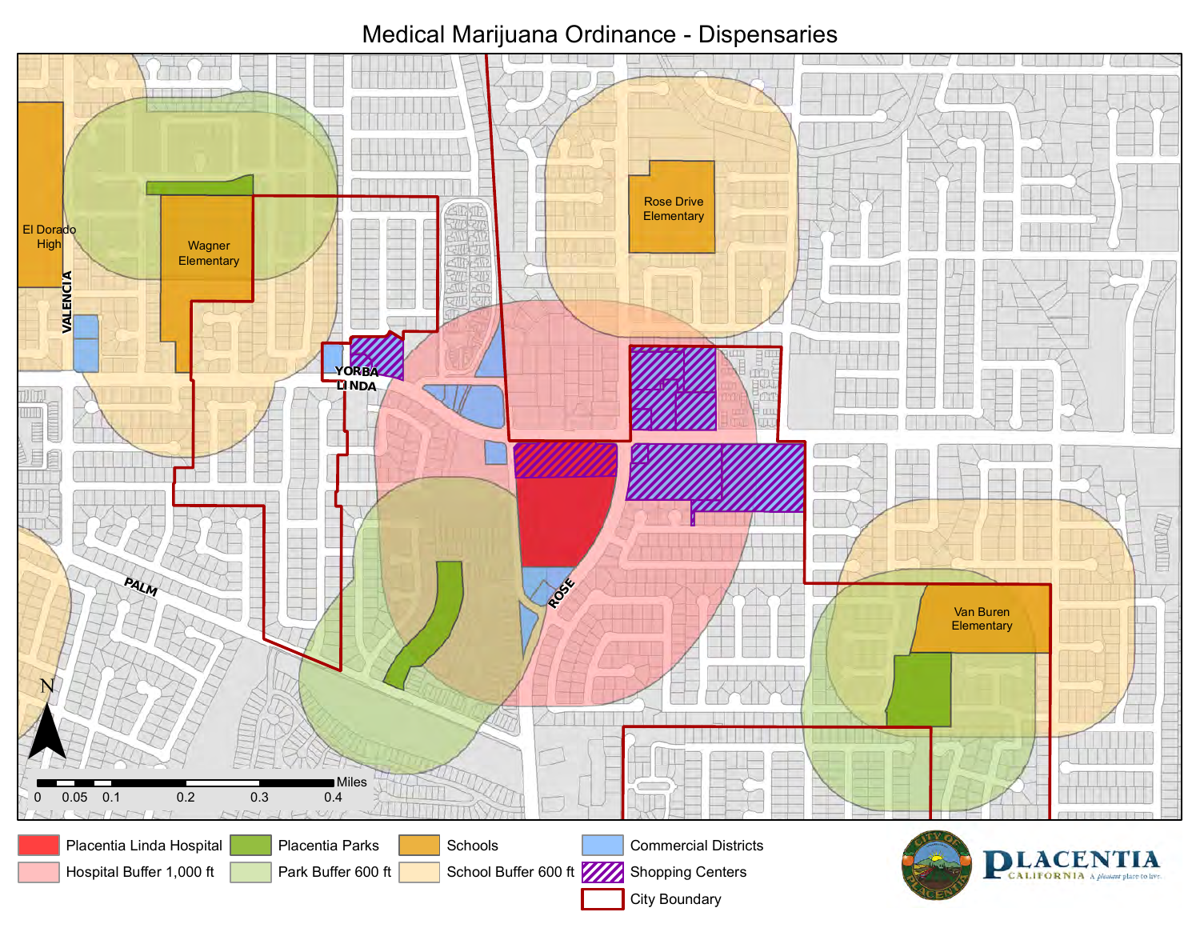# Medical Marijuana Ordinance - Dispensaries

El Dorado High

Wagner Elementary

Rose Drive Elementary

Van Buren Elementary

VALENCIA

YORBA LINDA

PALM

ROSE

N

0 0.05 0.1 0.2 0.3 0.4 Miles

Placentia Linda Hospital
Hospital Buffer 1,000 ft
Placentia Parks
Park Buffer 600 ft
Schools
School Buffer 600 ft
Commercial Districts
Shopping Centers
City Boundary

PLACENTIA
CALIFORNIA A pleasant place to live.